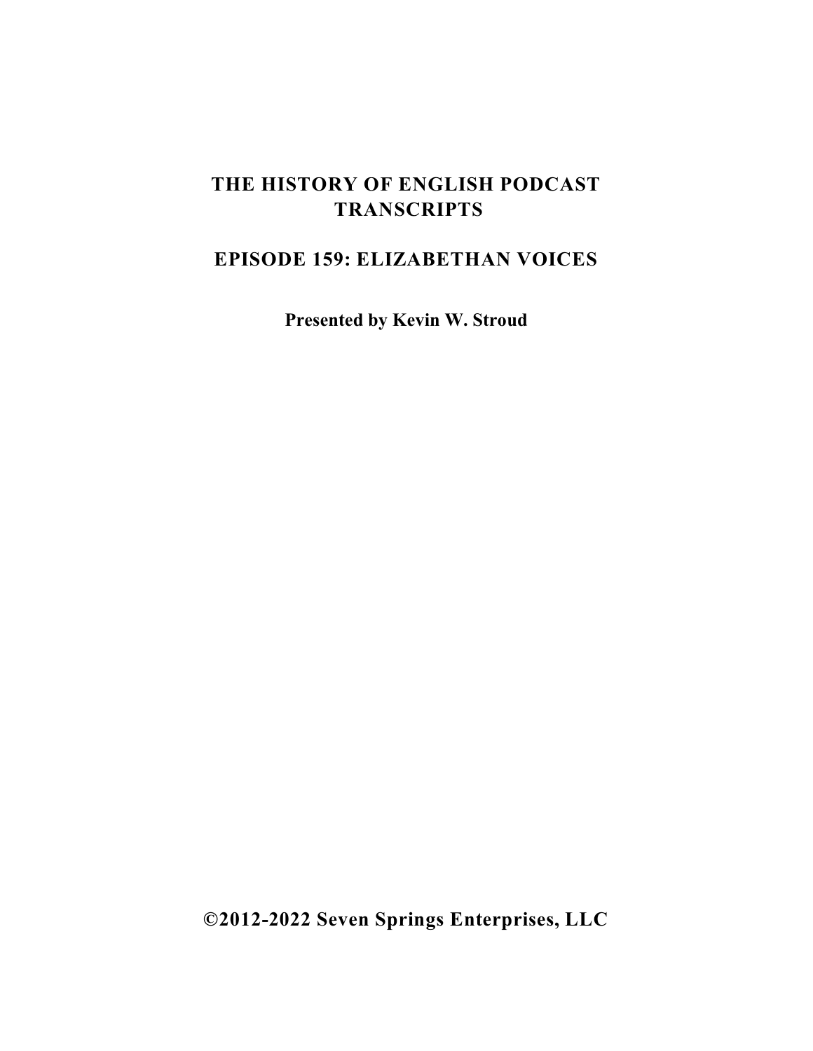# THE HISTORY OF ENGLISH PODCAST TRANSCRIPTS

## EPISODE 159: ELIZABETHAN VOICES

**Presented by Kevin W. Stroud**

**©2012-2022 Seven Springs Enterprises, LLC**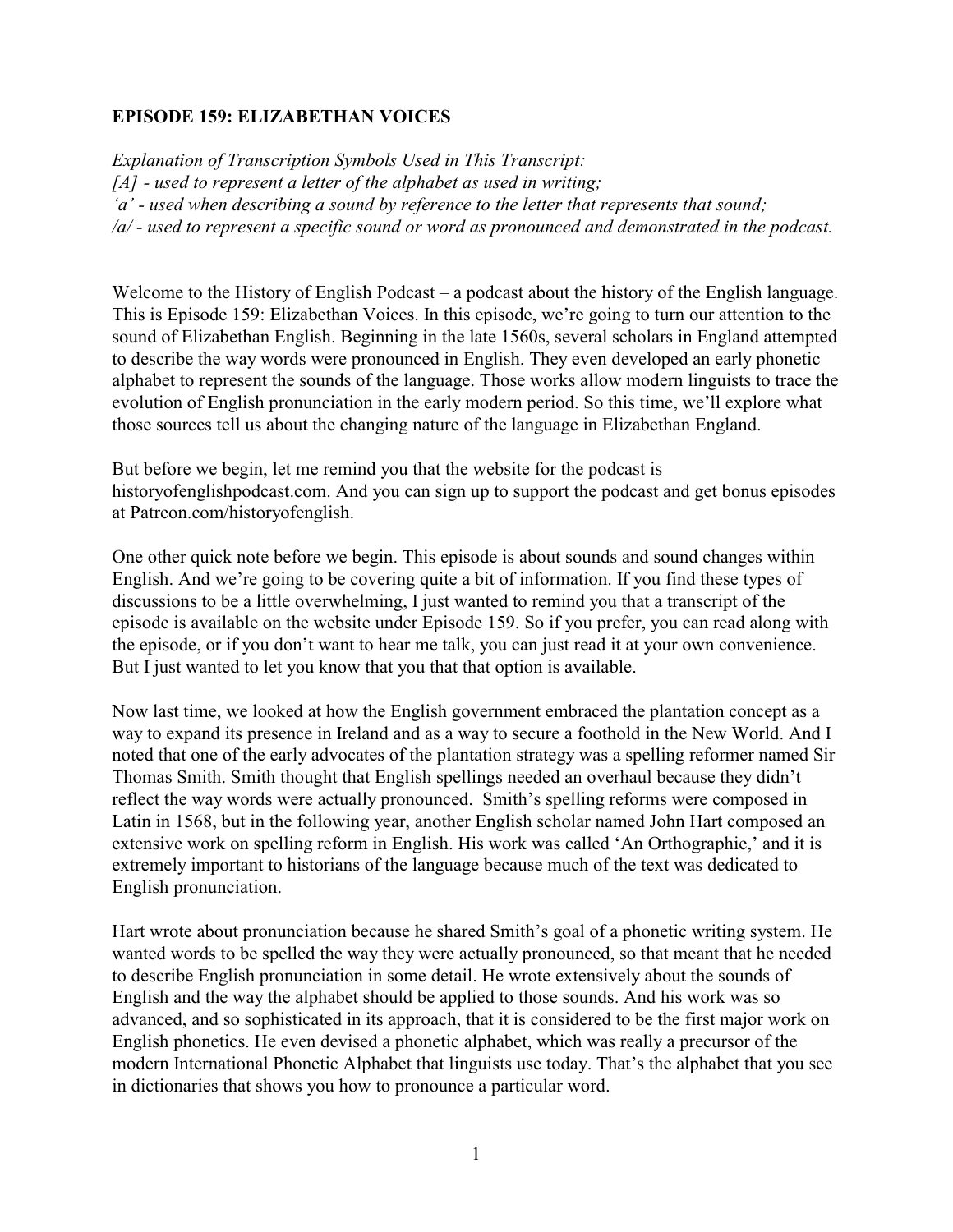**EPISODE 159: ELIZABETHAN VOICES**

*Explanation of Transcription Symbols Used in This Transcript:*
*[A] - used to represent a letter of the alphabet as used in writing;*
*'a' - used when describing a sound by reference to the letter that represents that sound;*
*/a/ - used to represent a specific sound or word as pronounced and demonstrated in the podcast.*

Welcome to the History of English Podcast – a podcast about the history of the English language. This is Episode 159: Elizabethan Voices. In this episode, we're going to turn our attention to the sound of Elizabethan English. Beginning in the late 1560s, several scholars in England attempted to describe the way words were pronounced in English. They even developed an early phonetic alphabet to represent the sounds of the language. Those works allow modern linguists to trace the evolution of English pronunciation in the early modern period. So this time, we'll explore what those sources tell us about the changing nature of the language in Elizabethan England.

But before we begin, let me remind you that the website for the podcast is historyofenglishpodcast.com. And you can sign up to support the podcast and get bonus episodes at Patreon.com/historyofenglish.

One other quick note before we begin. This episode is about sounds and sound changes within English. And we're going to be covering quite a bit of information. If you find these types of discussions to be a little overwhelming, I just wanted to remind you that a transcript of the episode is available on the website under Episode 159. So if you prefer, you can read along with the episode, or if you don't want to hear me talk, you can just read it at your own convenience. But I just wanted to let you know that you that that option is available.

Now last time, we looked at how the English government embraced the plantation concept as a way to expand its presence in Ireland and as a way to secure a foothold in the New World. And I noted that one of the early advocates of the plantation strategy was a spelling reformer named Sir Thomas Smith. Smith thought that English spellings needed an overhaul because they didn't reflect the way words were actually pronounced. Smith's spelling reforms were composed in Latin in 1568, but in the following year, another English scholar named John Hart composed an extensive work on spelling reform in English. His work was called 'An Orthographie,' and it is extremely important to historians of the language because much of the text was dedicated to English pronunciation.

Hart wrote about pronunciation because he shared Smith's goal of a phonetic writing system. He wanted words to be spelled the way they were actually pronounced, so that meant that he needed to describe English pronunciation in some detail. He wrote extensively about the sounds of English and the way the alphabet should be applied to those sounds. And his work was so advanced, and so sophisticated in its approach, that it is considered to be the first major work on English phonetics. He even devised a phonetic alphabet, which was really a precursor of the modern International Phonetic Alphabet that linguists use today. That's the alphabet that you see in dictionaries that shows you how to pronounce a particular word.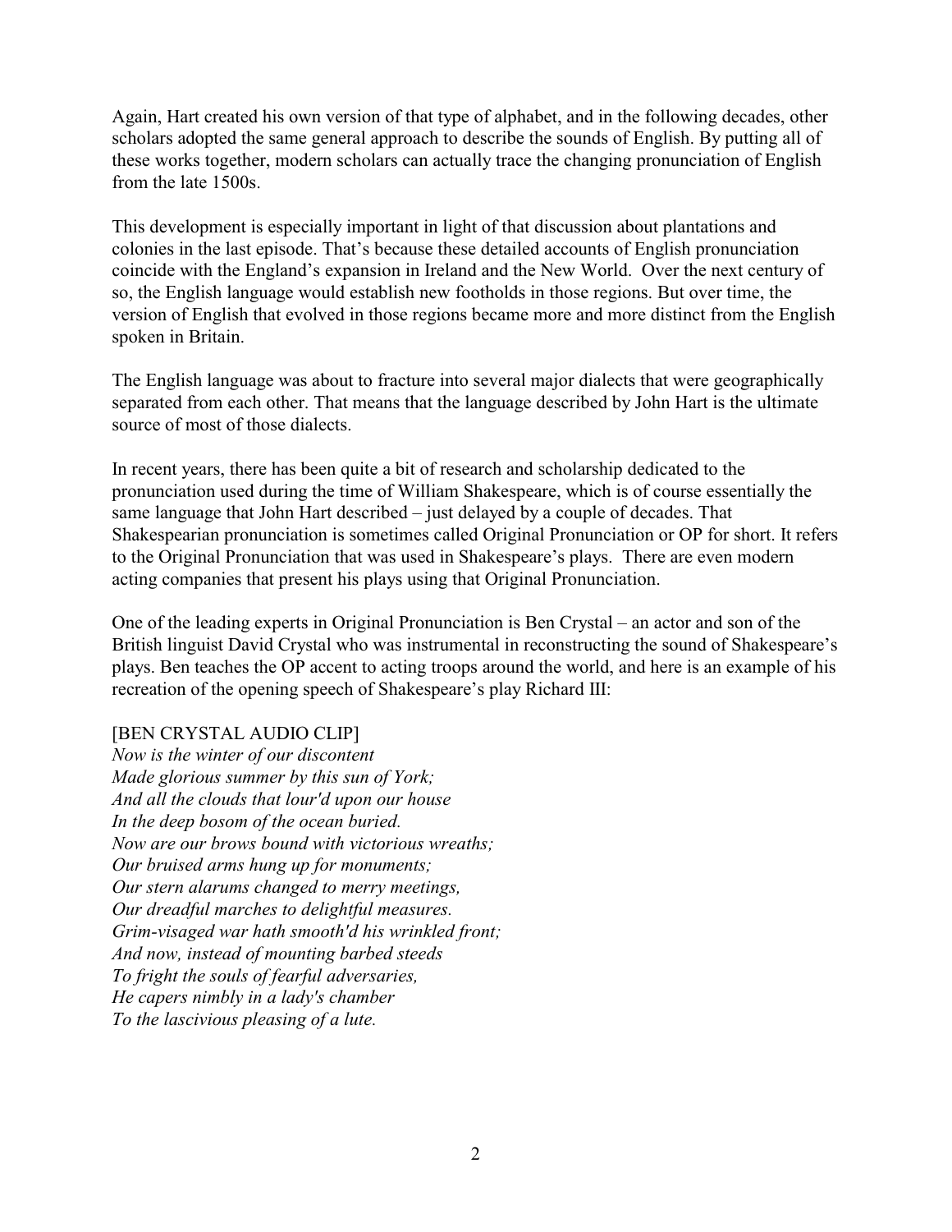Again, Hart created his own version of that type of alphabet, and in the following decades, other scholars adopted the same general approach to describe the sounds of English. By putting all of these works together, modern scholars can actually trace the changing pronunciation of English from the late 1500s.

This development is especially important in light of that discussion about plantations and colonies in the last episode. That's because these detailed accounts of English pronunciation coincide with the England's expansion in Ireland and the New World. Over the next century of so, the English language would establish new footholds in those regions. But over time, the version of English that evolved in those regions became more and more distinct from the English spoken in Britain.

The English language was about to fracture into several major dialects that were geographically separated from each other. That means that the language described by John Hart is the ultimate source of most of those dialects.

In recent years, there has been quite a bit of research and scholarship dedicated to the pronunciation used during the time of William Shakespeare, which is of course essentially the same language that John Hart described – just delayed by a couple of decades. That Shakespearian pronunciation is sometimes called Original Pronunciation or OP for short. It refers to the Original Pronunciation that was used in Shakespeare's plays. There are even modern acting companies that present his plays using that Original Pronunciation.

One of the leading experts in Original Pronunciation is Ben Crystal – an actor and son of the British linguist David Crystal who was instrumental in reconstructing the sound of Shakespeare's plays. Ben teaches the OP accent to acting troops around the world, and here is an example of his recreation of the opening speech of Shakespeare's play Richard III:

[BEN CRYSTAL AUDIO CLIP]
*Now is the winter of our discontent*
*Made glorious summer by this sun of York;*
*And all the clouds that lour'd upon our house*
*In the deep bosom of the ocean buried.*
*Now are our brows bound with victorious wreaths;*
*Our bruised arms hung up for monuments;*
*Our stern alarums changed to merry meetings,*
*Our dreadful marches to delightful measures.*
*Grim-visaged war hath smooth'd his wrinkled front;*
*And now, instead of mounting barbed steeds*
*To fright the souls of fearful adversaries,*
*He capers nimbly in a lady's chamber*
*To the lascivious pleasing of a lute.*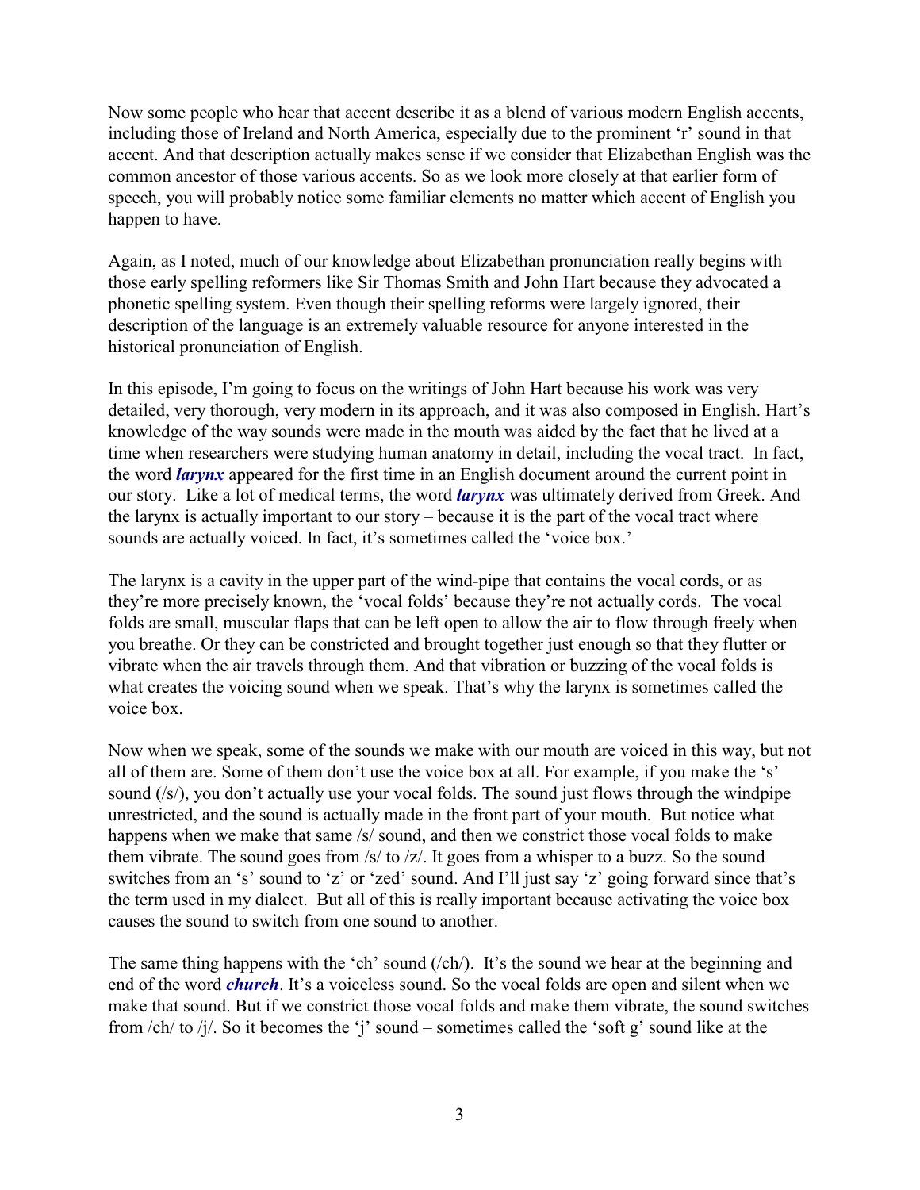Now some people who hear that accent describe it as a blend of various modern English accents, including those of Ireland and North America, especially due to the prominent 'r' sound in that accent. And that description actually makes sense if we consider that Elizabethan English was the common ancestor of those various accents. So as we look more closely at that earlier form of speech, you will probably notice some familiar elements no matter which accent of English you happen to have.

Again, as I noted, much of our knowledge about Elizabethan pronunciation really begins with those early spelling reformers like Sir Thomas Smith and John Hart because they advocated a phonetic spelling system. Even though their spelling reforms were largely ignored, their description of the language is an extremely valuable resource for anyone interested in the historical pronunciation of English.

In this episode, I'm going to focus on the writings of John Hart because his work was very detailed, very thorough, very modern in its approach, and it was also composed in English. Hart's knowledge of the way sounds were made in the mouth was aided by the fact that he lived at a time when researchers were studying human anatomy in detail, including the vocal tract. In fact, the word ***larynx*** appeared for the first time in an English document around the current point in our story. Like a lot of medical terms, the word ***larynx*** was ultimately derived from Greek. And the larynx is actually important to our story – because it is the part of the vocal tract where sounds are actually voiced. In fact, it's sometimes called the 'voice box.'

The larynx is a cavity in the upper part of the wind-pipe that contains the vocal cords, or as they're more precisely known, the 'vocal folds' because they're not actually cords. The vocal folds are small, muscular flaps that can be left open to allow the air to flow through freely when you breathe. Or they can be constricted and brought together just enough so that they flutter or vibrate when the air travels through them. And that vibration or buzzing of the vocal folds is what creates the voicing sound when we speak. That's why the larynx is sometimes called the voice box.

Now when we speak, some of the sounds we make with our mouth are voiced in this way, but not all of them are. Some of them don't use the voice box at all. For example, if you make the 's' sound (/s/), you don't actually use your vocal folds. The sound just flows through the windpipe unrestricted, and the sound is actually made in the front part of your mouth. But notice what happens when we make that same /s/ sound, and then we constrict those vocal folds to make them vibrate. The sound goes from /s/ to /z/. It goes from a whisper to a buzz. So the sound switches from an 's' sound to 'z' or 'zed' sound. And I'll just say 'z' going forward since that's the term used in my dialect. But all of this is really important because activating the voice box causes the sound to switch from one sound to another.

The same thing happens with the 'ch' sound (/ch/). It's the sound we hear at the beginning and end of the word ***church***. It's a voiceless sound. So the vocal folds are open and silent when we make that sound. But if we constrict those vocal folds and make them vibrate, the sound switches from /ch/ to /j/. So it becomes the 'j' sound – sometimes called the 'soft g' sound like at the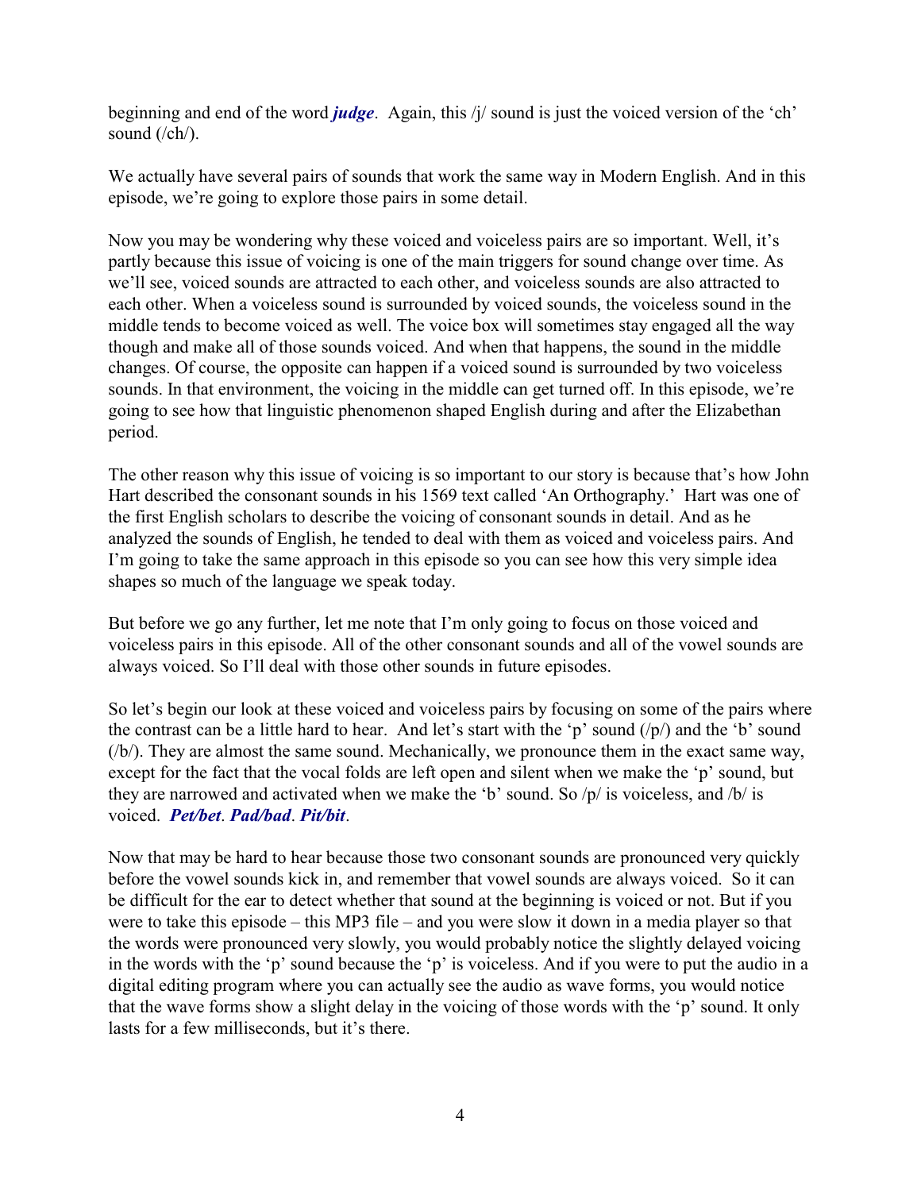beginning and end of the word ***judge***. Again, this /j/ sound is just the voiced version of the 'ch' sound (/ch/).

We actually have several pairs of sounds that work the same way in Modern English. And in this episode, we're going to explore those pairs in some detail.

Now you may be wondering why these voiced and voiceless pairs are so important. Well, it's partly because this issue of voicing is one of the main triggers for sound change over time. As we'll see, voiced sounds are attracted to each other, and voiceless sounds are also attracted to each other. When a voiceless sound is surrounded by voiced sounds, the voiceless sound in the middle tends to become voiced as well. The voice box will sometimes stay engaged all the way though and make all of those sounds voiced. And when that happens, the sound in the middle changes. Of course, the opposite can happen if a voiced sound is surrounded by two voiceless sounds. In that environment, the voicing in the middle can get turned off. In this episode, we're going to see how that linguistic phenomenon shaped English during and after the Elizabethan period.

The other reason why this issue of voicing is so important to our story is because that's how John Hart described the consonant sounds in his 1569 text called 'An Orthography.' Hart was one of the first English scholars to describe the voicing of consonant sounds in detail. And as he analyzed the sounds of English, he tended to deal with them as voiced and voiceless pairs. And I'm going to take the same approach in this episode so you can see how this very simple idea shapes so much of the language we speak today.

But before we go any further, let me note that I'm only going to focus on those voiced and voiceless pairs in this episode. All of the other consonant sounds and all of the vowel sounds are always voiced. So I'll deal with those other sounds in future episodes.

So let's begin our look at these voiced and voiceless pairs by focusing on some of the pairs where the contrast can be a little hard to hear. And let's start with the 'p' sound (/p/) and the 'b' sound (/b/). They are almost the same sound. Mechanically, we pronounce them in the exact same way, except for the fact that the vocal folds are left open and silent when we make the 'p' sound, but they are narrowed and activated when we make the 'b' sound. So /p/ is voiceless, and /b/ is voiced. ***Pet/bet***. ***Pad/bad***. ***Pit/bit***.

Now that may be hard to hear because those two consonant sounds are pronounced very quickly before the vowel sounds kick in, and remember that vowel sounds are always voiced. So it can be difficult for the ear to detect whether that sound at the beginning is voiced or not. But if you were to take this episode – this MP3 file – and you were slow it down in a media player so that the words were pronounced very slowly, you would probably notice the slightly delayed voicing in the words with the 'p' sound because the 'p' is voiceless. And if you were to put the audio in a digital editing program where you can actually see the audio as wave forms, you would notice that the wave forms show a slight delay in the voicing of those words with the 'p' sound. It only lasts for a few milliseconds, but it's there.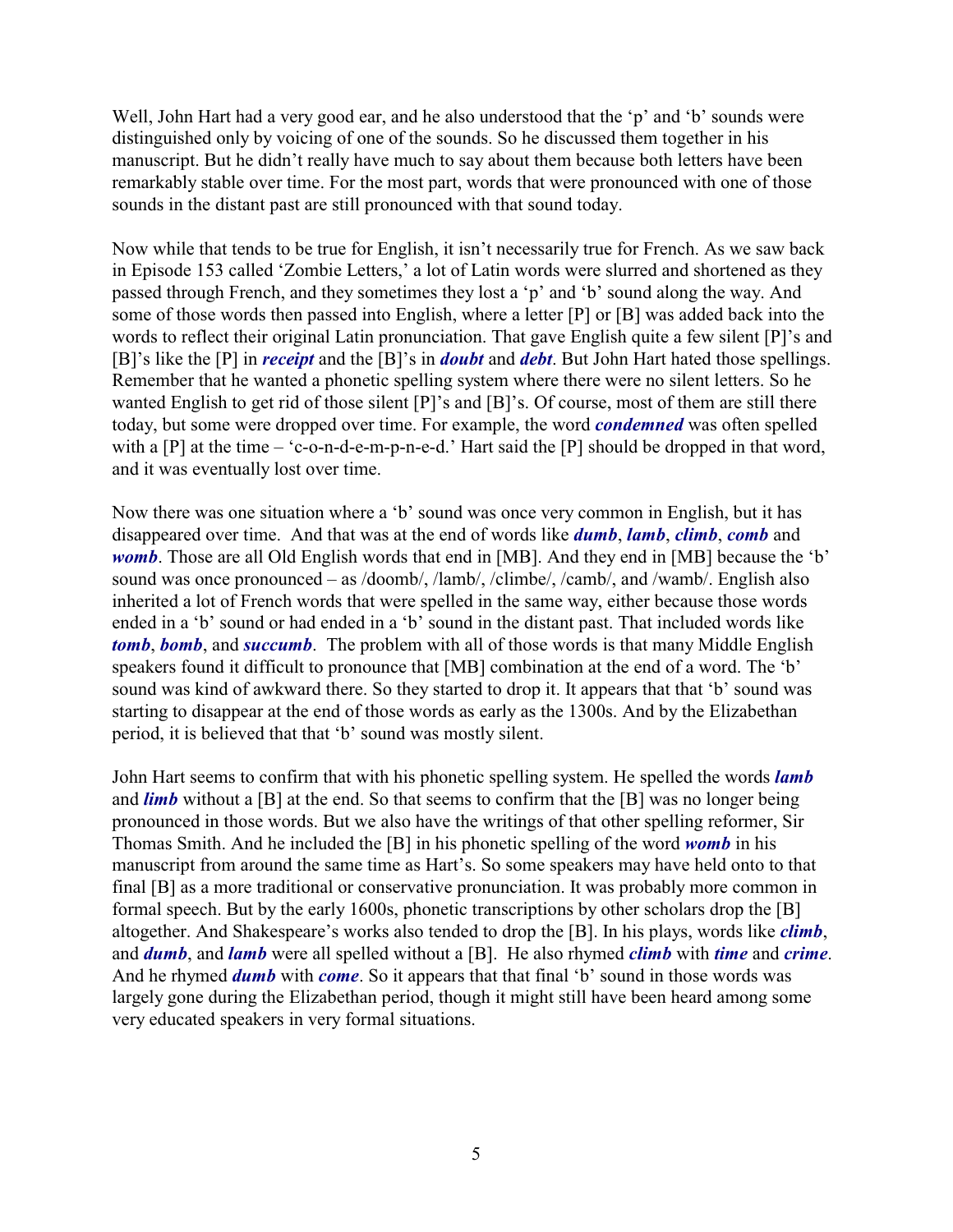Well, John Hart had a very good ear, and he also understood that the 'p' and 'b' sounds were distinguished only by voicing of one of the sounds. So he discussed them together in his manuscript. But he didn't really have much to say about them because both letters have been remarkably stable over time. For the most part, words that were pronounced with one of those sounds in the distant past are still pronounced with that sound today.

Now while that tends to be true for English, it isn't necessarily true for French. As we saw back in Episode 153 called 'Zombie Letters,' a lot of Latin words were slurred and shortened as they passed through French, and they sometimes they lost a 'p' and 'b' sound along the way. And some of those words then passed into English, where a letter [P] or [B] was added back into the words to reflect their original Latin pronunciation. That gave English quite a few silent [P]'s and [B]'s like the [P] in ***receipt*** and the [B]'s in ***doubt*** and ***debt***. But John Hart hated those spellings. Remember that he wanted a phonetic spelling system where there were no silent letters. So he wanted English to get rid of those silent [P]'s and [B]'s. Of course, most of them are still there today, but some were dropped over time. For example, the word ***condemned*** was often spelled with a [P] at the time – 'c-o-n-d-e-m-p-n-e-d.' Hart said the [P] should be dropped in that word, and it was eventually lost over time.

Now there was one situation where a 'b' sound was once very common in English, but it has disappeared over time. And that was at the end of words like ***dumb***, ***lamb***, ***climb***, ***comb*** and ***womb***. Those are all Old English words that end in [MB]. And they end in [MB] because the 'b' sound was once pronounced – as /doomb/, /lamb/, /climbe/, /camb/, and /wamb/. English also inherited a lot of French words that were spelled in the same way, either because those words ended in a 'b' sound or had ended in a 'b' sound in the distant past. That included words like ***tomb***, ***bomb***, and ***succumb***. The problem with all of those words is that many Middle English speakers found it difficult to pronounce that [MB] combination at the end of a word. The 'b' sound was kind of awkward there. So they started to drop it. It appears that that 'b' sound was starting to disappear at the end of those words as early as the 1300s. And by the Elizabethan period, it is believed that that 'b' sound was mostly silent.

John Hart seems to confirm that with his phonetic spelling system. He spelled the words ***lamb*** and ***limb*** without a [B] at the end. So that seems to confirm that the [B] was no longer being pronounced in those words. But we also have the writings of that other spelling reformer, Sir Thomas Smith. And he included the [B] in his phonetic spelling of the word ***womb*** in his manuscript from around the same time as Hart's. So some speakers may have held onto to that final [B] as a more traditional or conservative pronunciation. It was probably more common in formal speech. But by the early 1600s, phonetic transcriptions by other scholars drop the [B] altogether. And Shakespeare's works also tended to drop the [B]. In his plays, words like ***climb***, and ***dumb***, and ***lamb*** were all spelled without a [B]. He also rhymed ***climb*** with ***time*** and ***crime***. And he rhymed ***dumb*** with ***come***. So it appears that that final 'b' sound in those words was largely gone during the Elizabethan period, though it might still have been heard among some very educated speakers in very formal situations.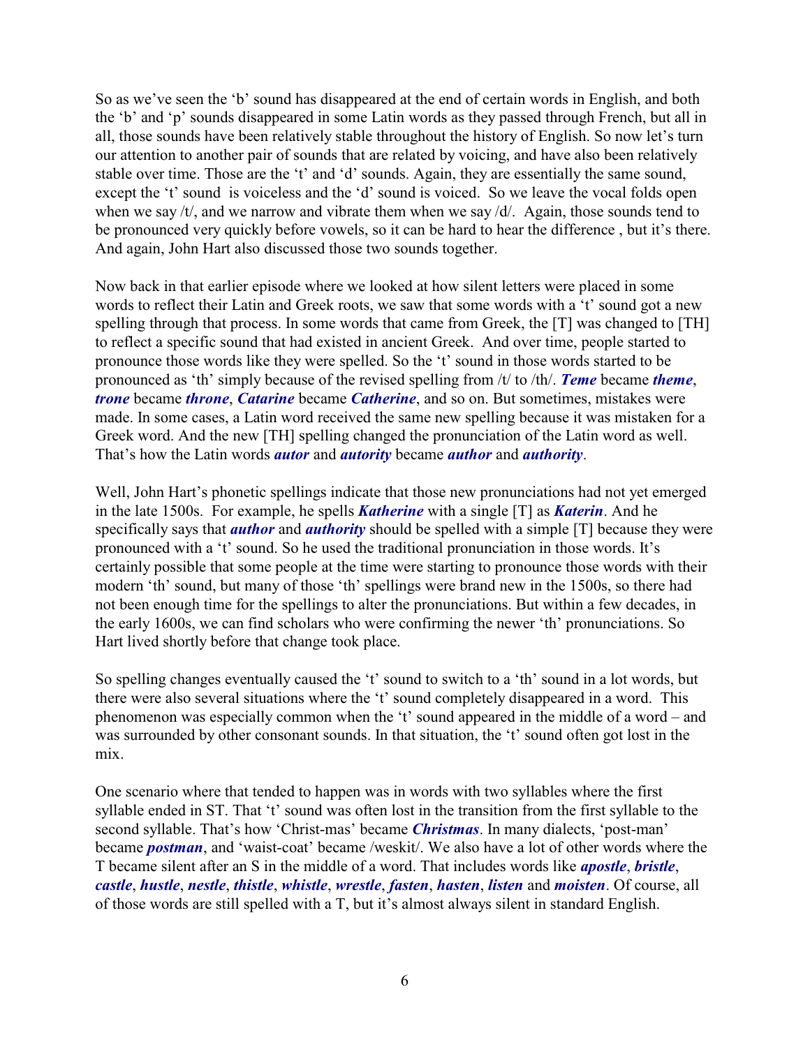So as we've seen the 'b' sound has disappeared at the end of certain words in English, and both the 'b' and 'p' sounds disappeared in some Latin words as they passed through French, but all in all, those sounds have been relatively stable throughout the history of English. So now let's turn our attention to another pair of sounds that are related by voicing, and have also been relatively stable over time. Those are the 't' and 'd' sounds. Again, they are essentially the same sound, except the 't' sound is voiceless and the 'd' sound is voiced. So we leave the vocal folds open when we say /t/, and we narrow and vibrate them when we say /d/. Again, those sounds tend to be pronounced very quickly before vowels, so it can be hard to hear the difference , but it's there. And again, John Hart also discussed those two sounds together.

Now back in that earlier episode where we looked at how silent letters were placed in some words to reflect their Latin and Greek roots, we saw that some words with a 't' sound got a new spelling through that process. In some words that came from Greek, the [T] was changed to [TH] to reflect a specific sound that had existed in ancient Greek. And over time, people started to pronounce those words like they were spelled. So the 't' sound in those words started to be pronounced as 'th' simply because of the revised spelling from /t/ to /th/. ***Teme*** became ***theme***, ***trone*** became ***throne***, ***Catarine*** became ***Catherine***, and so on. But sometimes, mistakes were made. In some cases, a Latin word received the same new spelling because it was mistaken for a Greek word. And the new [TH] spelling changed the pronunciation of the Latin word as well. That's how the Latin words ***autor*** and ***autority*** became ***author*** and ***authority***.

Well, John Hart's phonetic spellings indicate that those new pronunciations had not yet emerged in the late 1500s. For example, he spells ***Katherine*** with a single [T] as ***Katerin***. And he specifically says that ***author*** and ***authority*** should be spelled with a simple [T] because they were pronounced with a 't' sound. So he used the traditional pronunciation in those words. It's certainly possible that some people at the time were starting to pronounce those words with their modern 'th' sound, but many of those 'th' spellings were brand new in the 1500s, so there had not been enough time for the spellings to alter the pronunciations. But within a few decades, in the early 1600s, we can find scholars who were confirming the newer 'th' pronunciations. So Hart lived shortly before that change took place.

So spelling changes eventually caused the 't' sound to switch to a 'th' sound in a lot words, but there were also several situations where the 't' sound completely disappeared in a word. This phenomenon was especially common when the 't' sound appeared in the middle of a word – and was surrounded by other consonant sounds. In that situation, the 't' sound often got lost in the mix.

One scenario where that tended to happen was in words with two syllables where the first syllable ended in ST. That 't' sound was often lost in the transition from the first syllable to the second syllable. That's how 'Christ-mas' became ***Christmas***. In many dialects, 'post-man' became ***postman***, and 'waist-coat' became /weskit/. We also have a lot of other words where the T became silent after an S in the middle of a word. That includes words like ***apostle***, ***bristle***, ***castle***, ***hustle***, ***nestle***, ***thistle***, ***whistle***, ***wrestle***, ***fasten***, ***hasten***, ***listen*** and ***moisten***. Of course, all of those words are still spelled with a T, but it's almost always silent in standard English.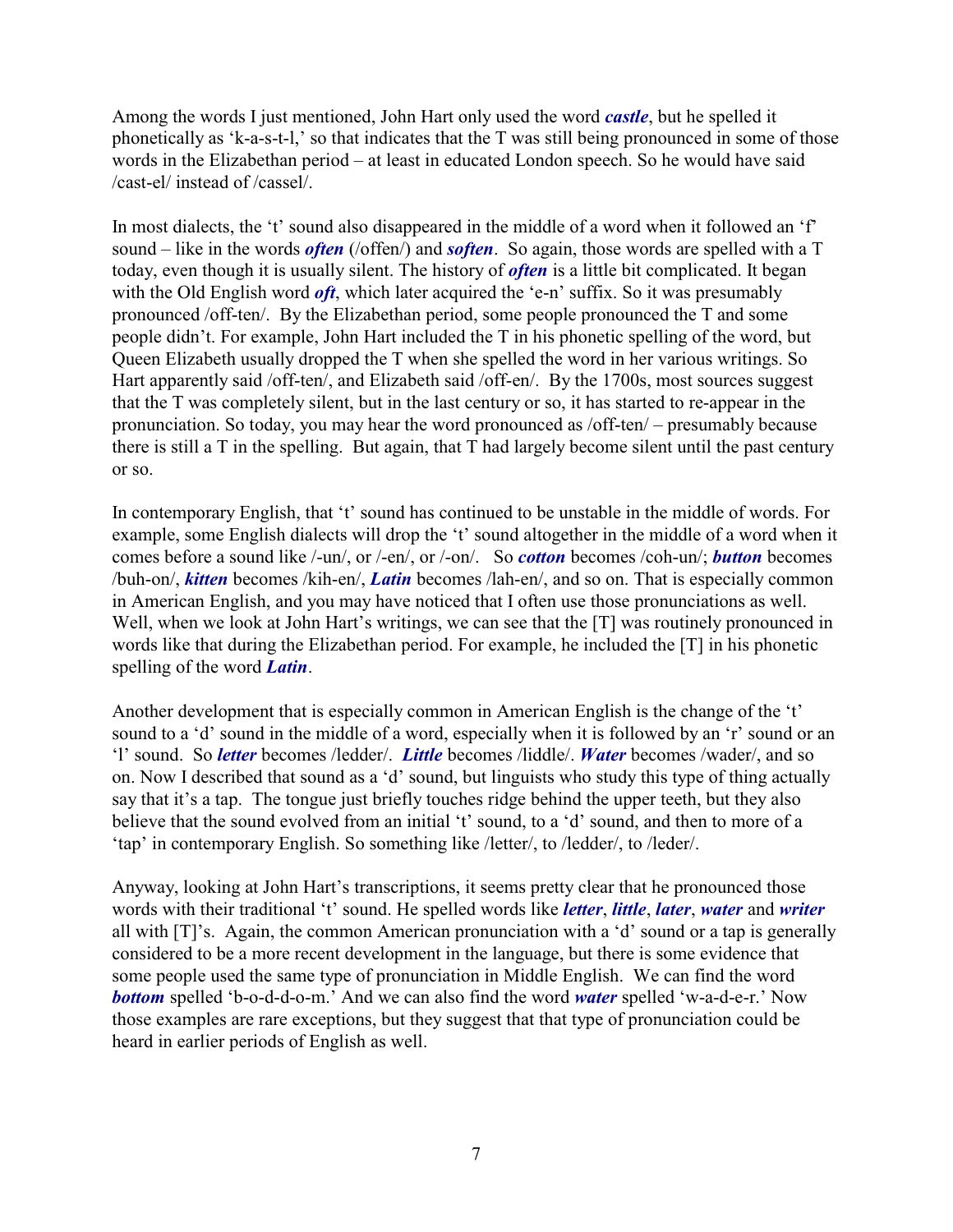Among the words I just mentioned, John Hart only used the word ***castle***, but he spelled it phonetically as 'k-a-s-t-l,' so that indicates that the T was still being pronounced in some of those words in the Elizabethan period – at least in educated London speech. So he would have said /cast-el/ instead of /cassel/.

In most dialects, the 't' sound also disappeared in the middle of a word when it followed an 'f' sound – like in the words ***often*** (/offen/) and ***soften***. So again, those words are spelled with a T today, even though it is usually silent. The history of ***often*** is a little bit complicated. It began with the Old English word ***oft***, which later acquired the 'e-n' suffix. So it was presumably pronounced /off-ten/. By the Elizabethan period, some people pronounced the T and some people didn't. For example, John Hart included the T in his phonetic spelling of the word, but Queen Elizabeth usually dropped the T when she spelled the word in her various writings. So Hart apparently said /off-ten/, and Elizabeth said /off-en/. By the 1700s, most sources suggest that the T was completely silent, but in the last century or so, it has started to re-appear in the pronunciation. So today, you may hear the word pronounced as /off-ten/ – presumably because there is still a T in the spelling. But again, that T had largely become silent until the past century or so.

In contemporary English, that 't' sound has continued to be unstable in the middle of words. For example, some English dialects will drop the 't' sound altogether in the middle of a word when it comes before a sound like /-un/, or /-en/, or /-on/. So ***cotton*** becomes /coh-un/; ***button*** becomes /buh-on/, ***kitten*** becomes /kih-en/, ***Latin*** becomes /lah-en/, and so on. That is especially common in American English, and you may have noticed that I often use those pronunciations as well. Well, when we look at John Hart's writings, we can see that the [T] was routinely pronounced in words like that during the Elizabethan period. For example, he included the [T] in his phonetic spelling of the word ***Latin***.

Another development that is especially common in American English is the change of the 't' sound to a 'd' sound in the middle of a word, especially when it is followed by an 'r' sound or an 'l' sound. So ***letter*** becomes /ledder/. ***Little*** becomes /liddle/. ***Water*** becomes /wader/, and so on. Now I described that sound as a 'd' sound, but linguists who study this type of thing actually say that it's a tap. The tongue just briefly touches ridge behind the upper teeth, but they also believe that the sound evolved from an initial 't' sound, to a 'd' sound, and then to more of a 'tap' in contemporary English. So something like /letter/, to /ledder/, to /leder/.

Anyway, looking at John Hart's transcriptions, it seems pretty clear that he pronounced those words with their traditional 't' sound. He spelled words like ***letter***, ***little***, ***later***, ***water*** and ***writer*** all with [T]'s. Again, the common American pronunciation with a 'd' sound or a tap is generally considered to be a more recent development in the language, but there is some evidence that some people used the same type of pronunciation in Middle English. We can find the word ***bottom*** spelled 'b-o-d-d-o-m.' And we can also find the word ***water*** spelled 'w-a-d-e-r.' Now those examples are rare exceptions, but they suggest that that type of pronunciation could be heard in earlier periods of English as well.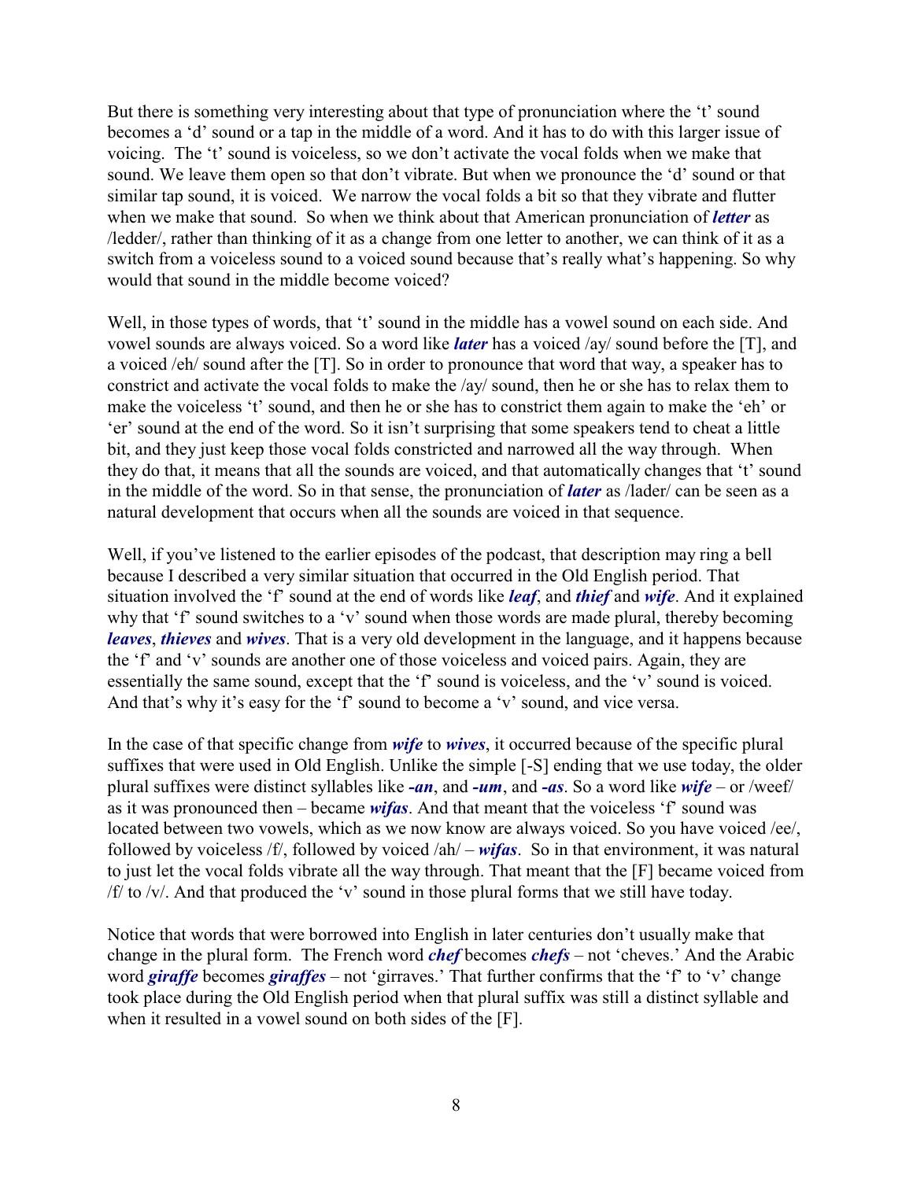But there is something very interesting about that type of pronunciation where the 't' sound becomes a 'd' sound or a tap in the middle of a word. And it has to do with this larger issue of voicing. The 't' sound is voiceless, so we don't activate the vocal folds when we make that sound. We leave them open so that don't vibrate. But when we pronounce the 'd' sound or that similar tap sound, it is voiced. We narrow the vocal folds a bit so that they vibrate and flutter when we make that sound. So when we think about that American pronunciation of ***letter*** as /ledder/, rather than thinking of it as a change from one letter to another, we can think of it as a switch from a voiceless sound to a voiced sound because that's really what's happening. So why would that sound in the middle become voiced?

Well, in those types of words, that 't' sound in the middle has a vowel sound on each side. And vowel sounds are always voiced. So a word like ***later*** has a voiced /ay/ sound before the [T], and a voiced /eh/ sound after the [T]. So in order to pronounce that word that way, a speaker has to constrict and activate the vocal folds to make the /ay/ sound, then he or she has to relax them to make the voiceless 't' sound, and then he or she has to constrict them again to make the 'eh' or 'er' sound at the end of the word. So it isn't surprising that some speakers tend to cheat a little bit, and they just keep those vocal folds constricted and narrowed all the way through. When they do that, it means that all the sounds are voiced, and that automatically changes that 't' sound in the middle of the word. So in that sense, the pronunciation of ***later*** as /lader/ can be seen as a natural development that occurs when all the sounds are voiced in that sequence.

Well, if you've listened to the earlier episodes of the podcast, that description may ring a bell because I described a very similar situation that occurred in the Old English period. That situation involved the 'f' sound at the end of words like ***leaf***, and ***thief*** and ***wife***. And it explained why that 'f' sound switches to a 'v' sound when those words are made plural, thereby becoming ***leaves***, ***thieves*** and ***wives***. That is a very old development in the language, and it happens because the 'f' and 'v' sounds are another one of those voiceless and voiced pairs. Again, they are essentially the same sound, except that the 'f' sound is voiceless, and the 'v' sound is voiced. And that's why it's easy for the 'f' sound to become a 'v' sound, and vice versa.

In the case of that specific change from ***wife*** to ***wives***, it occurred because of the specific plural suffixes that were used in Old English. Unlike the simple [-S] ending that we use today, the older plural suffixes were distinct syllables like ***-an***, and ***-um***, and ***-as***. So a word like ***wife*** – or /weef/ as it was pronounced then – became ***wifas***. And that meant that the voiceless 'f' sound was located between two vowels, which as we now know are always voiced. So you have voiced /ee/, followed by voiceless /f/, followed by voiced /ah/ – ***wifas***. So in that environment, it was natural to just let the vocal folds vibrate all the way through. That meant that the [F] became voiced from /f/ to /v/. And that produced the 'v' sound in those plural forms that we still have today.

Notice that words that were borrowed into English in later centuries don't usually make that change in the plural form. The French word ***chef*** becomes ***chefs*** – not 'cheves.' And the Arabic word ***giraffe*** becomes ***giraffes*** – not 'girraves.' That further confirms that the 'f' to 'v' change took place during the Old English period when that plural suffix was still a distinct syllable and when it resulted in a vowel sound on both sides of the [F].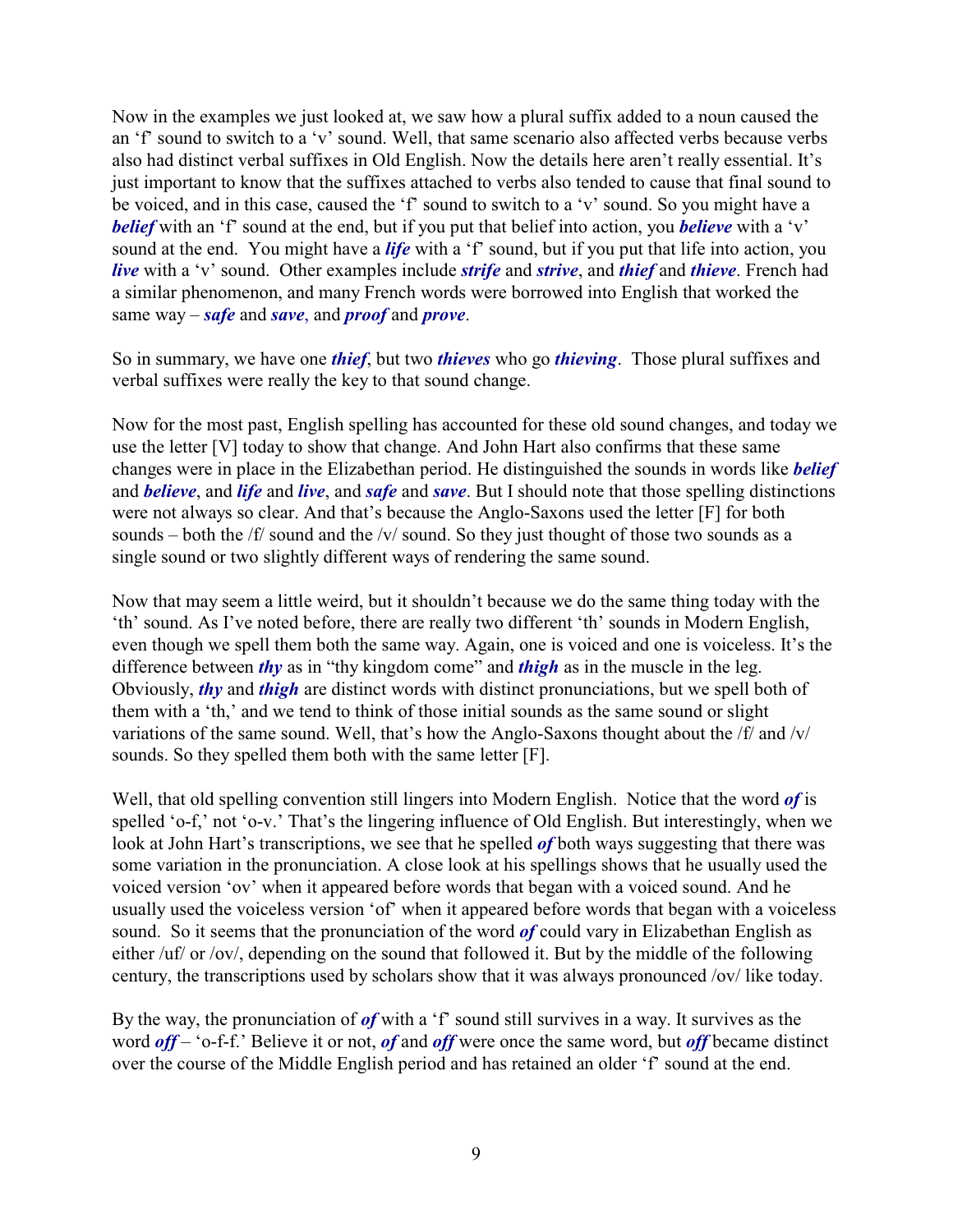Now in the examples we just looked at, we saw how a plural suffix added to a noun caused the an 'f' sound to switch to a 'v' sound. Well, that same scenario also affected verbs because verbs also had distinct verbal suffixes in Old English. Now the details here aren't really essential. It's just important to know that the suffixes attached to verbs also tended to cause that final sound to be voiced, and in this case, caused the 'f' sound to switch to a 'v' sound. So you might have a ***belief*** with an 'f' sound at the end, but if you put that belief into action, you ***believe*** with a 'v' sound at the end. You might have a ***life*** with a 'f' sound, but if you put that life into action, you ***live*** with a 'v' sound. Other examples include ***strife*** and ***strive***, and ***thief*** and ***thieve***. French had a similar phenomenon, and many French words were borrowed into English that worked the same way – ***safe*** and ***save***, and ***proof*** and ***prove***.

So in summary, we have one ***thief***, but two ***thieves*** who go ***thieving***. Those plural suffixes and verbal suffixes were really the key to that sound change.

Now for the most past, English spelling has accounted for these old sound changes, and today we use the letter [V] today to show that change. And John Hart also confirms that these same changes were in place in the Elizabethan period. He distinguished the sounds in words like ***belief*** and ***believe***, and ***life*** and ***live***, and ***safe*** and ***save***. But I should note that those spelling distinctions were not always so clear. And that's because the Anglo-Saxons used the letter [F] for both sounds – both the /f/ sound and the /v/ sound. So they just thought of those two sounds as a single sound or two slightly different ways of rendering the same sound.

Now that may seem a little weird, but it shouldn't because we do the same thing today with the 'th' sound. As I've noted before, there are really two different 'th' sounds in Modern English, even though we spell them both the same way. Again, one is voiced and one is voiceless. It's the difference between ***thy*** as in "thy kingdom come" and ***thigh*** as in the muscle in the leg. Obviously, ***thy*** and ***thigh*** are distinct words with distinct pronunciations, but we spell both of them with a 'th,' and we tend to think of those initial sounds as the same sound or slight variations of the same sound. Well, that's how the Anglo-Saxons thought about the /f/ and /v/ sounds. So they spelled them both with the same letter [F].

Well, that old spelling convention still lingers into Modern English. Notice that the word ***of*** is spelled 'o-f,' not 'o-v.' That's the lingering influence of Old English. But interestingly, when we look at John Hart's transcriptions, we see that he spelled ***of*** both ways suggesting that there was some variation in the pronunciation. A close look at his spellings shows that he usually used the voiced version 'ov' when it appeared before words that began with a voiced sound. And he usually used the voiceless version 'of' when it appeared before words that began with a voiceless sound. So it seems that the pronunciation of the word ***of*** could vary in Elizabethan English as either /uf/ or /ov/, depending on the sound that followed it. But by the middle of the following century, the transcriptions used by scholars show that it was always pronounced /ov/ like today.

By the way, the pronunciation of ***of*** with a 'f' sound still survives in a way. It survives as the word ***off*** – 'o-f-f.' Believe it or not, ***of*** and ***off*** were once the same word, but ***off*** became distinct over the course of the Middle English period and has retained an older 'f' sound at the end.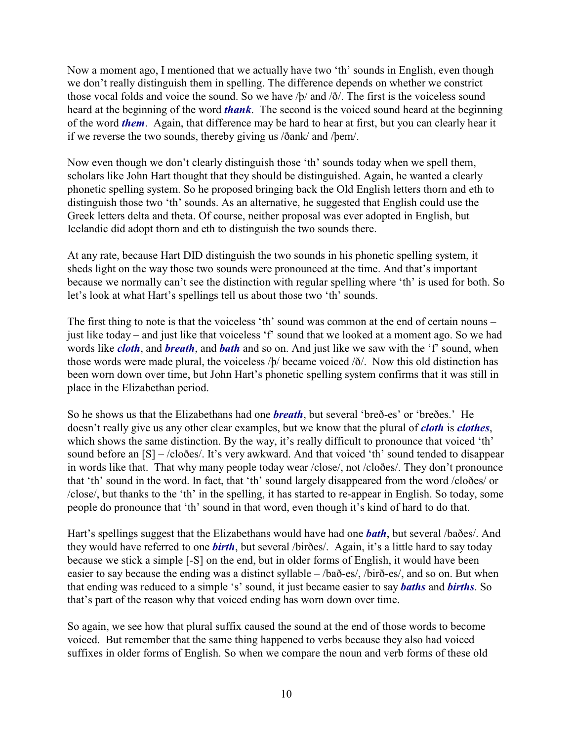Now a moment ago, I mentioned that we actually have two 'th' sounds in English, even though we don't really distinguish them in spelling. The difference depends on whether we constrict those vocal folds and voice the sound. So we have /þ/ and /ð/. The first is the voiceless sound heard at the beginning of the word ***thank***. The second is the voiced sound heard at the beginning of the word ***them***. Again, that difference may be hard to hear at first, but you can clearly hear it if we reverse the two sounds, thereby giving us /ðank/ and /þem/.

Now even though we don't clearly distinguish those 'th' sounds today when we spell them, scholars like John Hart thought that they should be distinguished. Again, he wanted a clearly phonetic spelling system. So he proposed bringing back the Old English letters thorn and eth to distinguish those two 'th' sounds. As an alternative, he suggested that English could use the Greek letters delta and theta. Of course, neither proposal was ever adopted in English, but Icelandic did adopt thorn and eth to distinguish the two sounds there.

At any rate, because Hart DID distinguish the two sounds in his phonetic spelling system, it sheds light on the way those two sounds were pronounced at the time. And that's important because we normally can't see the distinction with regular spelling where 'th' is used for both. So let's look at what Hart's spellings tell us about those two 'th' sounds.

The first thing to note is that the voiceless 'th' sound was common at the end of certain nouns – just like today – and just like that voiceless 'f' sound that we looked at a moment ago. So we had words like ***cloth***, and ***breath***, and ***bath*** and so on. And just like we saw with the 'f' sound, when those words were made plural, the voiceless /þ/ became voiced /ð/. Now this old distinction has been worn down over time, but John Hart's phonetic spelling system confirms that it was still in place in the Elizabethan period.

So he shows us that the Elizabethans had one ***breath***, but several 'breð-es' or 'breðes.' He doesn't really give us any other clear examples, but we know that the plural of ***cloth*** is ***clothes***, which shows the same distinction. By the way, it's really difficult to pronounce that voiced 'th' sound before an [S] – /cloðes/. It's very awkward. And that voiced 'th' sound tended to disappear in words like that. That why many people today wear /close/, not /cloðes/. They don't pronounce that 'th' sound in the word. In fact, that 'th' sound largely disappeared from the word /cloðes/ or /close/, but thanks to the 'th' in the spelling, it has started to re-appear in English. So today, some people do pronounce that 'th' sound in that word, even though it's kind of hard to do that.

Hart's spellings suggest that the Elizabethans would have had one ***bath***, but several /baðes/. And they would have referred to one ***birth***, but several /birðes/. Again, it's a little hard to say today because we stick a simple [-S] on the end, but in older forms of English, it would have been easier to say because the ending was a distinct syllable – /bað-es/, /birð-es/, and so on. But when that ending was reduced to a simple 's' sound, it just became easier to say ***baths*** and ***births***. So that's part of the reason why that voiced ending has worn down over time.

So again, we see how that plural suffix caused the sound at the end of those words to become voiced. But remember that the same thing happened to verbs because they also had voiced suffixes in older forms of English. So when we compare the noun and verb forms of these old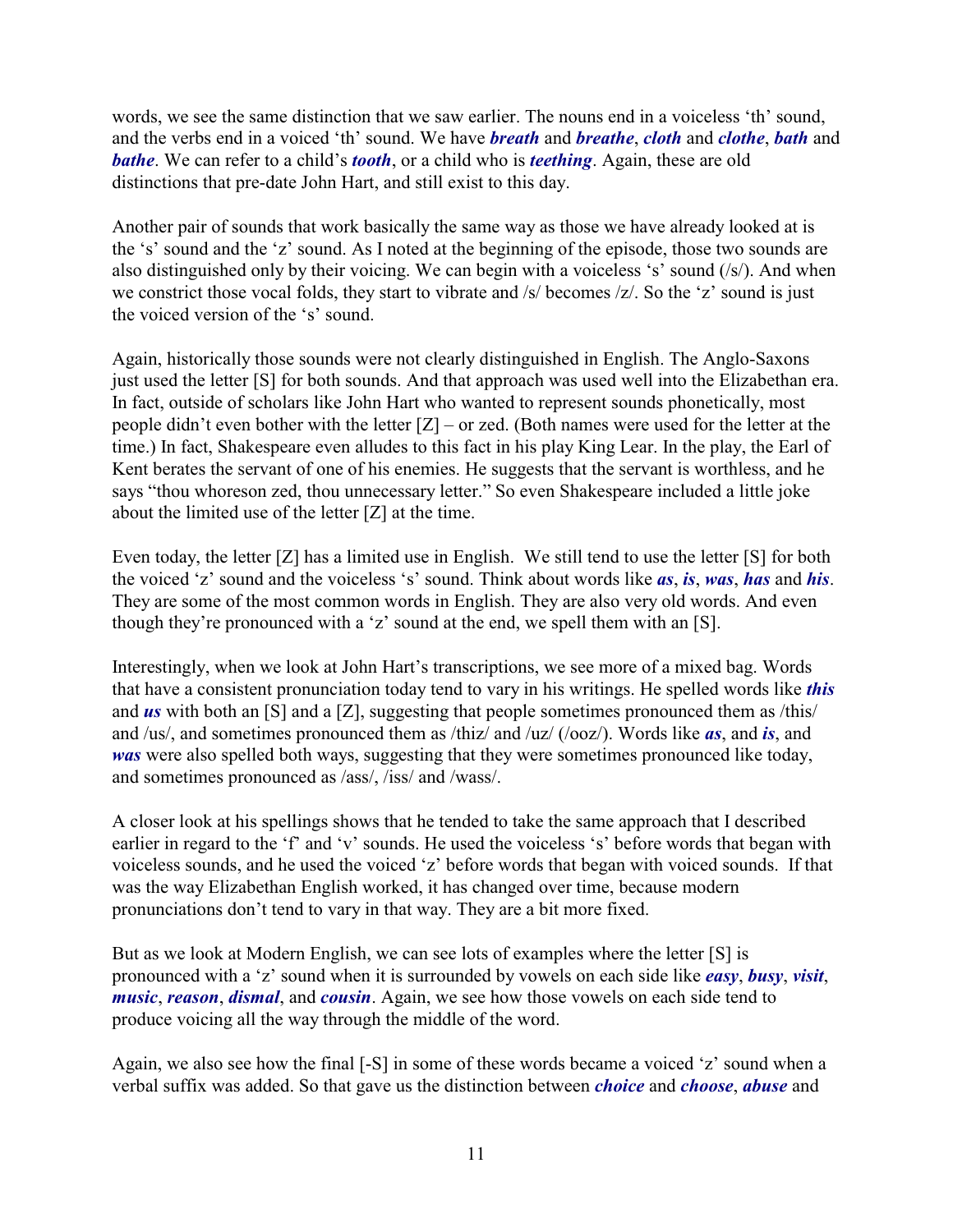words, we see the same distinction that we saw earlier. The nouns end in a voiceless 'th' sound, and the verbs end in a voiced 'th' sound. We have ***breath*** and ***breathe***, ***cloth*** and ***clothe***, ***bath*** and ***bathe***. We can refer to a child's ***tooth***, or a child who is ***teething***. Again, these are old distinctions that pre-date John Hart, and still exist to this day.

Another pair of sounds that work basically the same way as those we have already looked at is the 's' sound and the 'z' sound. As I noted at the beginning of the episode, those two sounds are also distinguished only by their voicing. We can begin with a voiceless 's' sound (/s/). And when we constrict those vocal folds, they start to vibrate and /s/ becomes /z/. So the 'z' sound is just the voiced version of the 's' sound.

Again, historically those sounds were not clearly distinguished in English. The Anglo-Saxons just used the letter [S] for both sounds. And that approach was used well into the Elizabethan era. In fact, outside of scholars like John Hart who wanted to represent sounds phonetically, most people didn't even bother with the letter [Z] – or zed. (Both names were used for the letter at the time.) In fact, Shakespeare even alludes to this fact in his play King Lear. In the play, the Earl of Kent berates the servant of one of his enemies. He suggests that the servant is worthless, and he says "thou whoreson zed, thou unnecessary letter." So even Shakespeare included a little joke about the limited use of the letter [Z] at the time.

Even today, the letter [Z] has a limited use in English. We still tend to use the letter [S] for both the voiced 'z' sound and the voiceless 's' sound. Think about words like ***as***, ***is***, ***was***, ***has*** and ***his***. They are some of the most common words in English. They are also very old words. And even though they're pronounced with a 'z' sound at the end, we spell them with an [S].

Interestingly, when we look at John Hart's transcriptions, we see more of a mixed bag. Words that have a consistent pronunciation today tend to vary in his writings. He spelled words like ***this*** and ***us*** with both an [S] and a [Z], suggesting that people sometimes pronounced them as /this/ and /us/, and sometimes pronounced them as /thiz/ and /uz/ (/ooz/). Words like ***as***, and ***is***, and ***was*** were also spelled both ways, suggesting that they were sometimes pronounced like today, and sometimes pronounced as /ass/, /iss/ and /wass/.

A closer look at his spellings shows that he tended to take the same approach that I described earlier in regard to the 'f' and 'v' sounds. He used the voiceless 's' before words that began with voiceless sounds, and he used the voiced 'z' before words that began with voiced sounds. If that was the way Elizabethan English worked, it has changed over time, because modern pronunciations don't tend to vary in that way. They are a bit more fixed.

But as we look at Modern English, we can see lots of examples where the letter [S] is pronounced with a 'z' sound when it is surrounded by vowels on each side like ***easy***, ***busy***, ***visit***, ***music***, ***reason***, ***dismal***, and ***cousin***. Again, we see how those vowels on each side tend to produce voicing all the way through the middle of the word.

Again, we also see how the final [-S] in some of these words became a voiced 'z' sound when a verbal suffix was added. So that gave us the distinction between ***choice*** and ***choose***, ***abuse*** and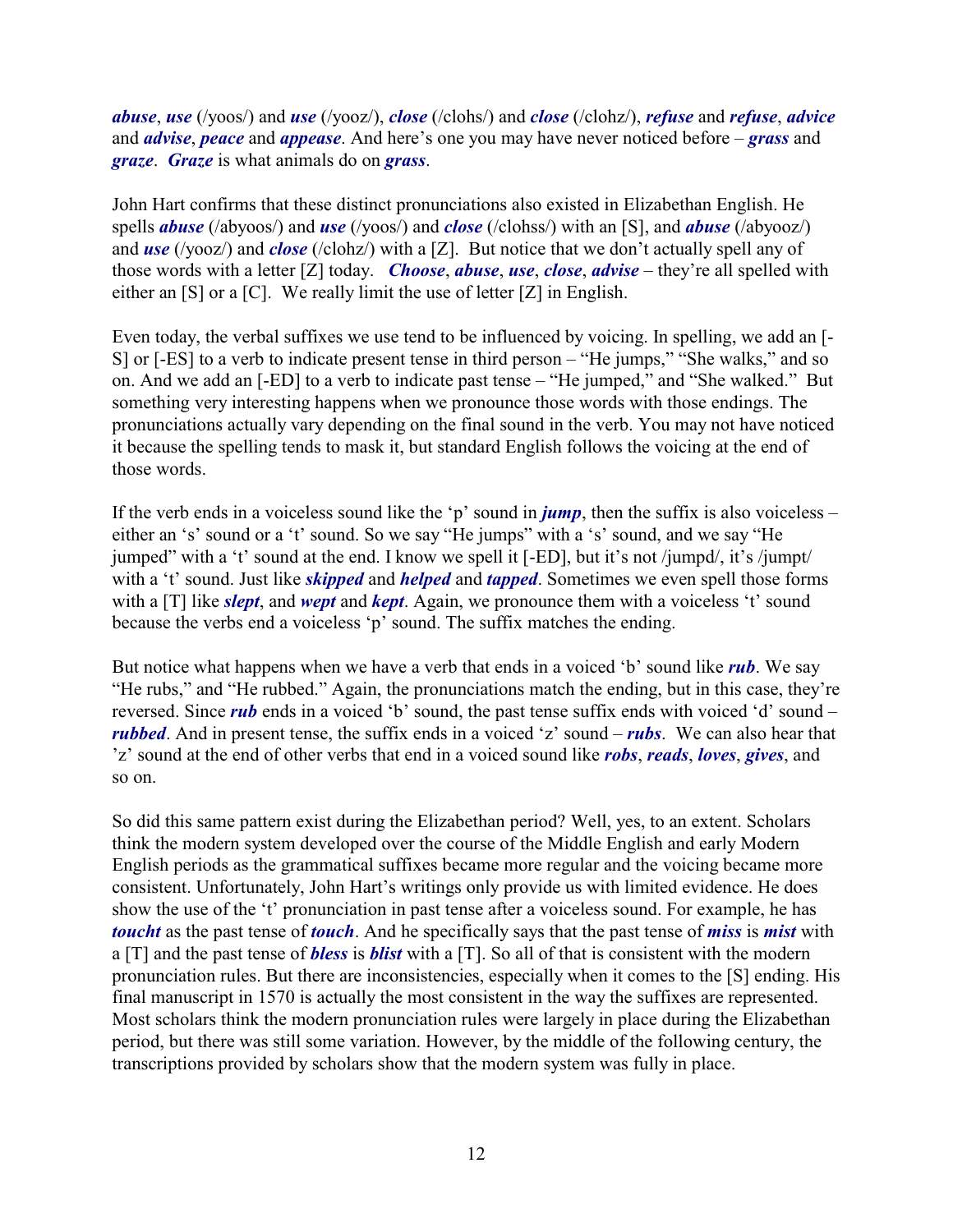***abuse***, ***use*** (/yoos/) and ***use*** (/yooz/), ***close*** (/clohs/) and ***close*** (/clohz/), ***refuse*** and ***refuse***, ***advice*** and ***advise***, ***peace*** and ***appease***. And here's one you may have never noticed before – ***grass*** and ***graze***. ***Graze*** is what animals do on ***grass***.

John Hart confirms that these distinct pronunciations also existed in Elizabethan English. He spells ***abuse*** (/abyoos/) and ***use*** (/yoos/) and ***close*** (/clohss/) with an [S], and ***abuse*** (/abyooz/) and ***use*** (/yooz/) and ***close*** (/clohz/) with a [Z]. But notice that we don't actually spell any of those words with a letter [Z] today. ***Choose***, ***abuse***, ***use***, ***close***, ***advise*** – they're all spelled with either an [S] or a [C]. We really limit the use of letter [Z] in English.

Even today, the verbal suffixes we use tend to be influenced by voicing. In spelling, we add an [-S] or [-ES] to a verb to indicate present tense in third person – "He jumps," "She walks," and so on. And we add an [-ED] to a verb to indicate past tense – "He jumped," and "She walked." But something very interesting happens when we pronounce those words with those endings. The pronunciations actually vary depending on the final sound in the verb. You may not have noticed it because the spelling tends to mask it, but standard English follows the voicing at the end of those words.

If the verb ends in a voiceless sound like the 'p' sound in ***jump***, then the suffix is also voiceless – either an 's' sound or a 't' sound. So we say "He jumps" with a 's' sound, and we say "He jumped" with a 't' sound at the end. I know we spell it [-ED], but it's not /jumpd/, it's /jumpt/ with a 't' sound. Just like ***skipped*** and ***helped*** and ***tapped***. Sometimes we even spell those forms with a [T] like ***slept***, and ***wept*** and ***kept***. Again, we pronounce them with a voiceless 't' sound because the verbs end a voiceless 'p' sound. The suffix matches the ending.

But notice what happens when we have a verb that ends in a voiced 'b' sound like ***rub***. We say "He rubs," and "He rubbed." Again, the pronunciations match the ending, but in this case, they're reversed. Since ***rub*** ends in a voiced 'b' sound, the past tense suffix ends with voiced 'd' sound – ***rubbed***. And in present tense, the suffix ends in a voiced 'z' sound – ***rubs***. We can also hear that 'z' sound at the end of other verbs that end in a voiced sound like ***robs***, ***reads***, ***loves***, ***gives***, and so on.

So did this same pattern exist during the Elizabethan period? Well, yes, to an extent. Scholars think the modern system developed over the course of the Middle English and early Modern English periods as the grammatical suffixes became more regular and the voicing became more consistent. Unfortunately, John Hart's writings only provide us with limited evidence. He does show the use of the 't' pronunciation in past tense after a voiceless sound. For example, he has ***toucht*** as the past tense of ***touch***. And he specifically says that the past tense of ***miss*** is ***mist*** with a [T] and the past tense of ***bless*** is ***blist*** with a [T]. So all of that is consistent with the modern pronunciation rules. But there are inconsistencies, especially when it comes to the [S] ending. His final manuscript in 1570 is actually the most consistent in the way the suffixes are represented. Most scholars think the modern pronunciation rules were largely in place during the Elizabethan period, but there was still some variation. However, by the middle of the following century, the transcriptions provided by scholars show that the modern system was fully in place.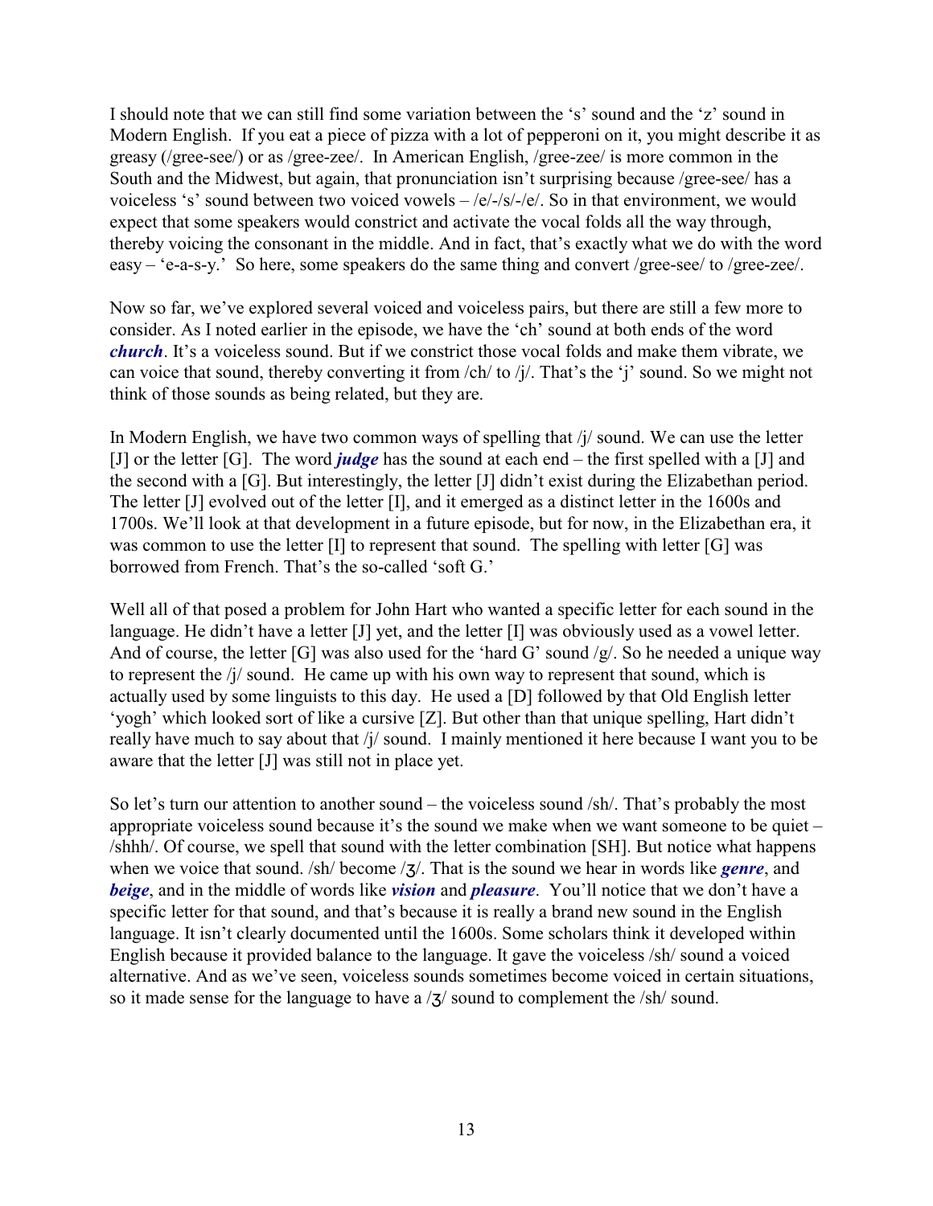I should note that we can still find some variation between the 's' sound and the 'z' sound in Modern English. If you eat a piece of pizza with a lot of pepperoni on it, you might describe it as greasy (/gree-see/) or as /gree-zee/. In American English, /gree-zee/ is more common in the South and the Midwest, but again, that pronunciation isn't surprising because /gree-see/ has a voiceless 's' sound between two voiced vowels – /e/-/s/-/e/. So in that environment, we would expect that some speakers would constrict and activate the vocal folds all the way through, thereby voicing the consonant in the middle. And in fact, that's exactly what we do with the word easy – 'e-a-s-y.' So here, some speakers do the same thing and convert /gree-see/ to /gree-zee/.

Now so far, we've explored several voiced and voiceless pairs, but there are still a few more to consider. As I noted earlier in the episode, we have the 'ch' sound at both ends of the word ***church***. It's a voiceless sound. But if we constrict those vocal folds and make them vibrate, we can voice that sound, thereby converting it from /ch/ to /j/. That's the 'j' sound. So we might not think of those sounds as being related, but they are.

In Modern English, we have two common ways of spelling that /j/ sound. We can use the letter [J] or the letter [G]. The word ***judge*** has the sound at each end – the first spelled with a [J] and the second with a [G]. But interestingly, the letter [J] didn't exist during the Elizabethan period. The letter [J] evolved out of the letter [I], and it emerged as a distinct letter in the 1600s and 1700s. We'll look at that development in a future episode, but for now, in the Elizabethan era, it was common to use the letter [I] to represent that sound. The spelling with letter [G] was borrowed from French. That's the so-called 'soft G.'

Well all of that posed a problem for John Hart who wanted a specific letter for each sound in the language. He didn't have a letter [J] yet, and the letter [I] was obviously used as a vowel letter. And of course, the letter [G] was also used for the 'hard G' sound /g/. So he needed a unique way to represent the /j/ sound. He came up with his own way to represent that sound, which is actually used by some linguists to this day. He used a [D] followed by that Old English letter 'yogh' which looked sort of like a cursive [Z]. But other than that unique spelling, Hart didn't really have much to say about that /j/ sound. I mainly mentioned it here because I want you to be aware that the letter [J] was still not in place yet.

So let's turn our attention to another sound – the voiceless sound /sh/. That's probably the most appropriate voiceless sound because it's the sound we make when we want someone to be quiet – /shhh/. Of course, we spell that sound with the letter combination [SH]. But notice what happens when we voice that sound. /sh/ become /ʒ/. That is the sound we hear in words like ***genre***, and ***beige***, and in the middle of words like ***vision*** and ***pleasure***. You'll notice that we don't have a specific letter for that sound, and that's because it is really a brand new sound in the English language. It isn't clearly documented until the 1600s. Some scholars think it developed within English because it provided balance to the language. It gave the voiceless /sh/ sound a voiced alternative. And as we've seen, voiceless sounds sometimes become voiced in certain situations, so it made sense for the language to have a /ʒ/ sound to complement the /sh/ sound.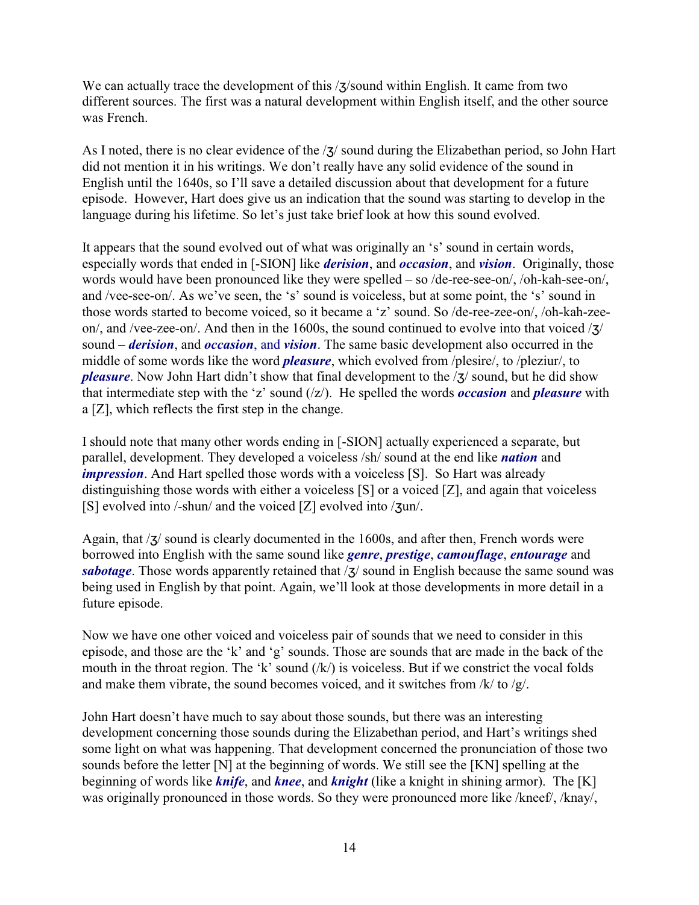We can actually trace the development of this /ʒ/sound within English. It came from two different sources. The first was a natural development within English itself, and the other source was French.

As I noted, there is no clear evidence of the /ʒ/ sound during the Elizabethan period, so John Hart did not mention it in his writings. We don't really have any solid evidence of the sound in English until the 1640s, so I'll save a detailed discussion about that development for a future episode. However, Hart does give us an indication that the sound was starting to develop in the language during his lifetime. So let's just take brief look at how this sound evolved.

It appears that the sound evolved out of what was originally an 's' sound in certain words, especially words that ended in [-SION] like ***derision***, and ***occasion***, and ***vision***. Originally, those words would have been pronounced like they were spelled – so /de-ree-see-on/, /oh-kah-see-on/, and /vee-see-on/. As we've seen, the 's' sound is voiceless, but at some point, the 's' sound in those words started to become voiced, so it became a 'z' sound. So /de-ree-zee-on/, /oh-kah-zee-on/, and /vee-zee-on/. And then in the 1600s, the sound continued to evolve into that voiced /ʒ/ sound – ***derision***, and ***occasion***, and ***vision***. The same basic development also occurred in the middle of some words like the word ***pleasure***, which evolved from /plesire/, to /pleziur/, to ***pleasure***. Now John Hart didn't show that final development to the /ʒ/ sound, but he did show that intermediate step with the 'z' sound (/z/). He spelled the words ***occasion*** and ***pleasure*** with a [Z], which reflects the first step in the change.

I should note that many other words ending in [-SION] actually experienced a separate, but parallel, development. They developed a voiceless /sh/ sound at the end like ***nation*** and ***impression***. And Hart spelled those words with a voiceless [S]. So Hart was already distinguishing those words with either a voiceless [S] or a voiced [Z], and again that voiceless [S] evolved into /-shun/ and the voiced [Z] evolved into /ʒun/.

Again, that /ʒ/ sound is clearly documented in the 1600s, and after then, French words were borrowed into English with the same sound like ***genre***, ***prestige***, ***camouflage***, ***entourage*** and ***sabotage***. Those words apparently retained that /ʒ/ sound in English because the same sound was being used in English by that point. Again, we'll look at those developments in more detail in a future episode.

Now we have one other voiced and voiceless pair of sounds that we need to consider in this episode, and those are the 'k' and 'g' sounds. Those are sounds that are made in the back of the mouth in the throat region. The 'k' sound (/k/) is voiceless. But if we constrict the vocal folds and make them vibrate, the sound becomes voiced, and it switches from /k/ to /g/.

John Hart doesn't have much to say about those sounds, but there was an interesting development concerning those sounds during the Elizabethan period, and Hart's writings shed some light on what was happening. That development concerned the pronunciation of those two sounds before the letter [N] at the beginning of words. We still see the [KN] spelling at the beginning of words like ***knife***, and ***knee***, and ***knight*** (like a knight in shining armor). The [K] was originally pronounced in those words. So they were pronounced more like /kneef/, /knay/,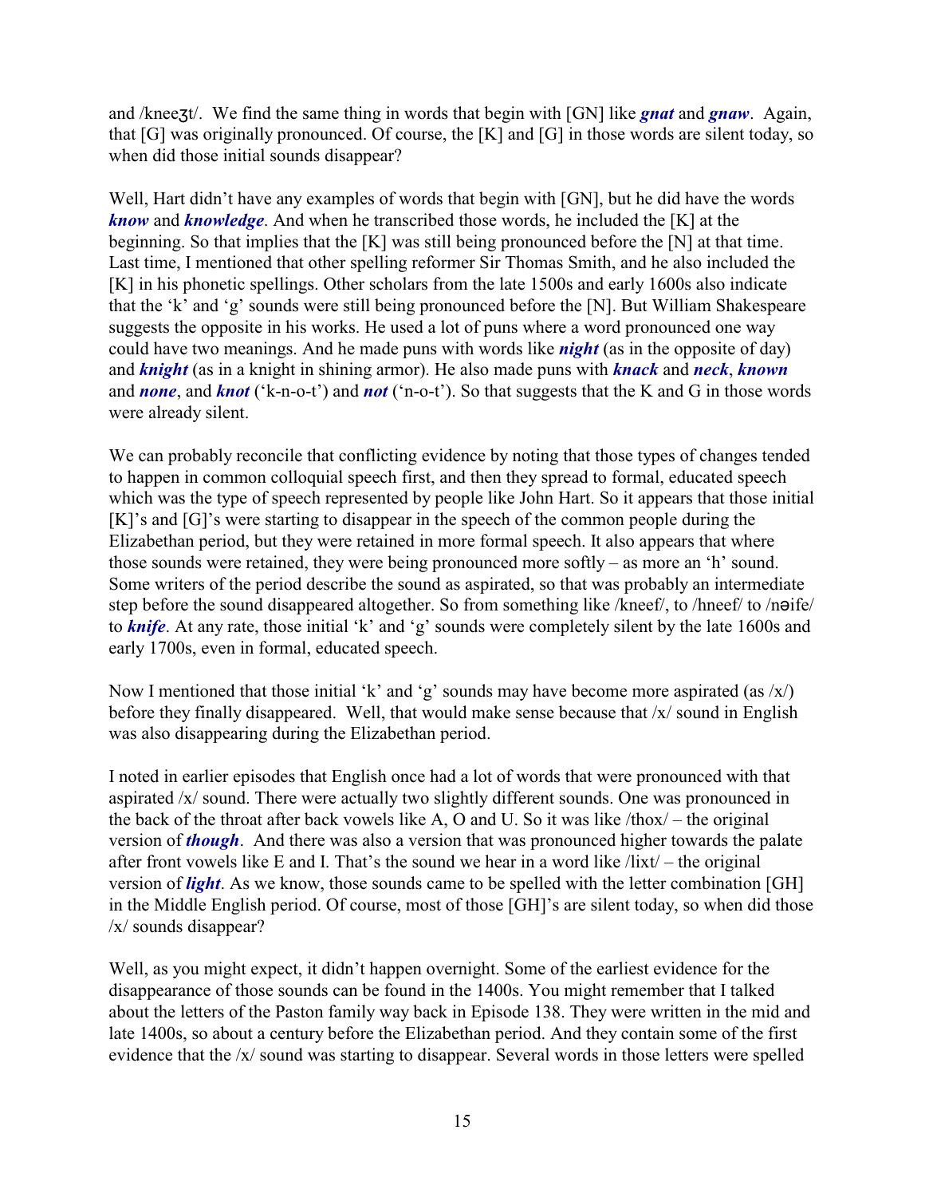and /kneeʒt/. We find the same thing in words that begin with [GN] like ***gnat*** and ***gnaw***. Again, that [G] was originally pronounced. Of course, the [K] and [G] in those words are silent today, so when did those initial sounds disappear?

Well, Hart didn't have any examples of words that begin with [GN], but he did have the words ***know*** and ***knowledge***. And when he transcribed those words, he included the [K] at the beginning. So that implies that the [K] was still being pronounced before the [N] at that time. Last time, I mentioned that other spelling reformer Sir Thomas Smith, and he also included the [K] in his phonetic spellings. Other scholars from the late 1500s and early 1600s also indicate that the 'k' and 'g' sounds were still being pronounced before the [N]. But William Shakespeare suggests the opposite in his works. He used a lot of puns where a word pronounced one way could have two meanings. And he made puns with words like ***night*** (as in the opposite of day) and ***knight*** (as in a knight in shining armor). He also made puns with ***knack*** and ***neck***, ***known*** and ***none***, and ***knot*** ('k-n-o-t') and ***not*** ('n-o-t'). So that suggests that the K and G in those words were already silent.

We can probably reconcile that conflicting evidence by noting that those types of changes tended to happen in common colloquial speech first, and then they spread to formal, educated speech which was the type of speech represented by people like John Hart. So it appears that those initial [K]'s and [G]'s were starting to disappear in the speech of the common people during the Elizabethan period, but they were retained in more formal speech. It also appears that where those sounds were retained, they were being pronounced more softly – as more an 'h' sound. Some writers of the period describe the sound as aspirated, so that was probably an intermediate step before the sound disappeared altogether. So from something like /kneef/, to /hneef/ to /nəife/ to ***knife***. At any rate, those initial 'k' and 'g' sounds were completely silent by the late 1600s and early 1700s, even in formal, educated speech.

Now I mentioned that those initial 'k' and 'g' sounds may have become more aspirated (as /x/) before they finally disappeared. Well, that would make sense because that /x/ sound in English was also disappearing during the Elizabethan period.

I noted in earlier episodes that English once had a lot of words that were pronounced with that aspirated /x/ sound. There were actually two slightly different sounds. One was pronounced in the back of the throat after back vowels like A, O and U. So it was like /thox/ – the original version of ***though***. And there was also a version that was pronounced higher towards the palate after front vowels like E and I. That's the sound we hear in a word like /lixt/ – the original version of ***light***. As we know, those sounds came to be spelled with the letter combination [GH] in the Middle English period. Of course, most of those [GH]'s are silent today, so when did those /x/ sounds disappear?

Well, as you might expect, it didn't happen overnight. Some of the earliest evidence for the disappearance of those sounds can be found in the 1400s. You might remember that I talked about the letters of the Paston family way back in Episode 138. They were written in the mid and late 1400s, so about a century before the Elizabethan period. And they contain some of the first evidence that the /x/ sound was starting to disappear. Several words in those letters were spelled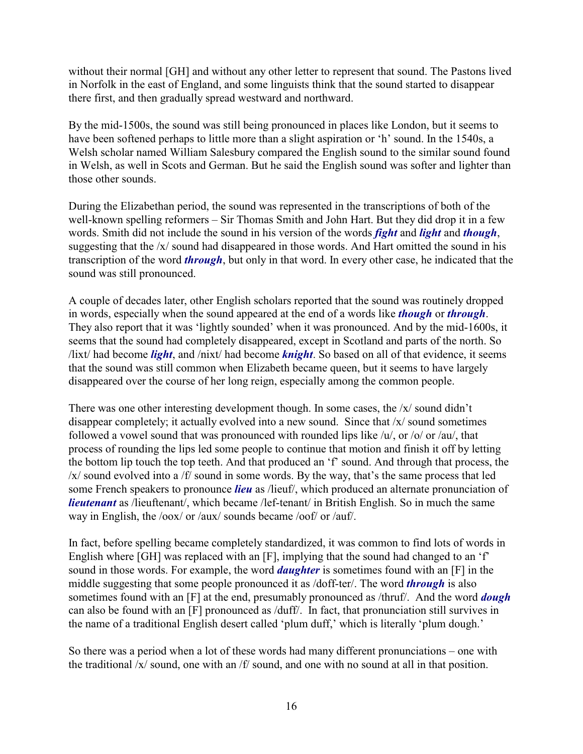without their normal [GH] and without any other letter to represent that sound. The Pastons lived in Norfolk in the east of England, and some linguists think that the sound started to disappear there first, and then gradually spread westward and northward.

By the mid-1500s, the sound was still being pronounced in places like London, but it seems to have been softened perhaps to little more than a slight aspiration or 'h' sound. In the 1540s, a Welsh scholar named William Salesbury compared the English sound to the similar sound found in Welsh, as well in Scots and German. But he said the English sound was softer and lighter than those other sounds.

During the Elizabethan period, the sound was represented in the transcriptions of both of the well-known spelling reformers – Sir Thomas Smith and John Hart. But they did drop it in a few words. Smith did not include the sound in his version of the words ***fight*** and ***light*** and ***though***, suggesting that the /x/ sound had disappeared in those words. And Hart omitted the sound in his transcription of the word ***through***, but only in that word. In every other case, he indicated that the sound was still pronounced.

A couple of decades later, other English scholars reported that the sound was routinely dropped in words, especially when the sound appeared at the end of a words like ***though*** or ***through***. They also report that it was 'lightly sounded' when it was pronounced. And by the mid-1600s, it seems that the sound had completely disappeared, except in Scotland and parts of the north. So /lixt/ had become ***light***, and /nixt/ had become ***knight***. So based on all of that evidence, it seems that the sound was still common when Elizabeth became queen, but it seems to have largely disappeared over the course of her long reign, especially among the common people.

There was one other interesting development though. In some cases, the /x/ sound didn't disappear completely; it actually evolved into a new sound. Since that /x/ sound sometimes followed a vowel sound that was pronounced with rounded lips like /u/, or /o/ or /au/, that process of rounding the lips led some people to continue that motion and finish it off by letting the bottom lip touch the top teeth. And that produced an 'f' sound. And through that process, the /x/ sound evolved into a /f/ sound in some words. By the way, that's the same process that led some French speakers to pronounce ***lieu*** as /lieuf/, which produced an alternate pronunciation of ***lieutenant*** as /lieuftenant/, which became /lef-tenant/ in British English. So in much the same way in English, the /oox/ or /aux/ sounds became /oof/ or /auf/.

In fact, before spelling became completely standardized, it was common to find lots of words in English where [GH] was replaced with an [F], implying that the sound had changed to an 'f' sound in those words. For example, the word ***daughter*** is sometimes found with an [F] in the middle suggesting that some people pronounced it as /doff-ter/. The word ***through*** is also sometimes found with an [F] at the end, presumably pronounced as /thruf/. And the word ***dough*** can also be found with an [F] pronounced as /duff/. In fact, that pronunciation still survives in the name of a traditional English desert called 'plum duff,' which is literally 'plum dough.'

So there was a period when a lot of these words had many different pronunciations – one with the traditional /x/ sound, one with an /f/ sound, and one with no sound at all in that position.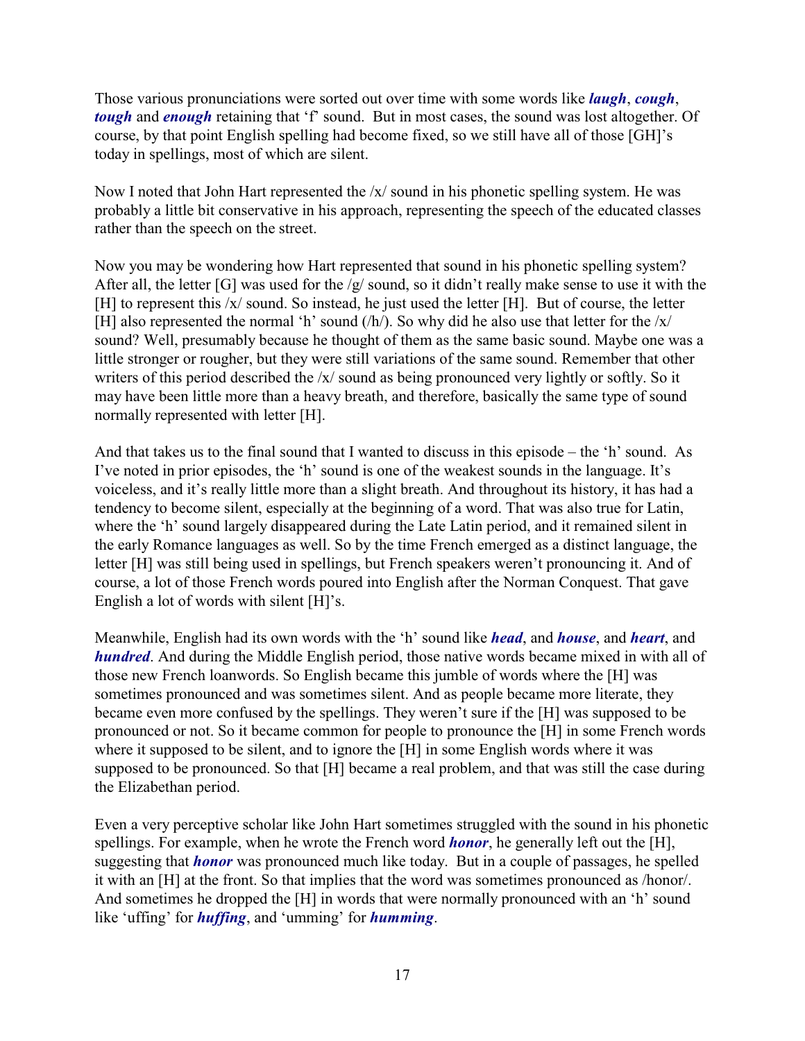Those various pronunciations were sorted out over time with some words like ***laugh***, ***cough***, ***tough*** and ***enough*** retaining that 'f' sound. But in most cases, the sound was lost altogether. Of course, by that point English spelling had become fixed, so we still have all of those [GH]'s today in spellings, most of which are silent.

Now I noted that John Hart represented the /x/ sound in his phonetic spelling system. He was probably a little bit conservative in his approach, representing the speech of the educated classes rather than the speech on the street.

Now you may be wondering how Hart represented that sound in his phonetic spelling system? After all, the letter [G] was used for the /g/ sound, so it didn't really make sense to use it with the [H] to represent this /x/ sound. So instead, he just used the letter [H]. But of course, the letter [H] also represented the normal 'h' sound (/h/). So why did he also use that letter for the /x/ sound? Well, presumably because he thought of them as the same basic sound. Maybe one was a little stronger or rougher, but they were still variations of the same sound. Remember that other writers of this period described the /x/ sound as being pronounced very lightly or softly. So it may have been little more than a heavy breath, and therefore, basically the same type of sound normally represented with letter [H].

And that takes us to the final sound that I wanted to discuss in this episode – the 'h' sound. As I've noted in prior episodes, the 'h' sound is one of the weakest sounds in the language. It's voiceless, and it's really little more than a slight breath. And throughout its history, it has had a tendency to become silent, especially at the beginning of a word. That was also true for Latin, where the 'h' sound largely disappeared during the Late Latin period, and it remained silent in the early Romance languages as well. So by the time French emerged as a distinct language, the letter [H] was still being used in spellings, but French speakers weren't pronouncing it. And of course, a lot of those French words poured into English after the Norman Conquest. That gave English a lot of words with silent [H]'s.

Meanwhile, English had its own words with the 'h' sound like ***head***, and ***house***, and ***heart***, and ***hundred***. And during the Middle English period, those native words became mixed in with all of those new French loanwords. So English became this jumble of words where the [H] was sometimes pronounced and was sometimes silent. And as people became more literate, they became even more confused by the spellings. They weren't sure if the [H] was supposed to be pronounced or not. So it became common for people to pronounce the [H] in some French words where it supposed to be silent, and to ignore the [H] in some English words where it was supposed to be pronounced. So that [H] became a real problem, and that was still the case during the Elizabethan period.

Even a very perceptive scholar like John Hart sometimes struggled with the sound in his phonetic spellings. For example, when he wrote the French word ***honor***, he generally left out the [H], suggesting that ***honor*** was pronounced much like today. But in a couple of passages, he spelled it with an [H] at the front. So that implies that the word was sometimes pronounced as /honor/. And sometimes he dropped the [H] in words that were normally pronounced with an 'h' sound like 'uffing' for ***huffing***, and 'umming' for ***humming***.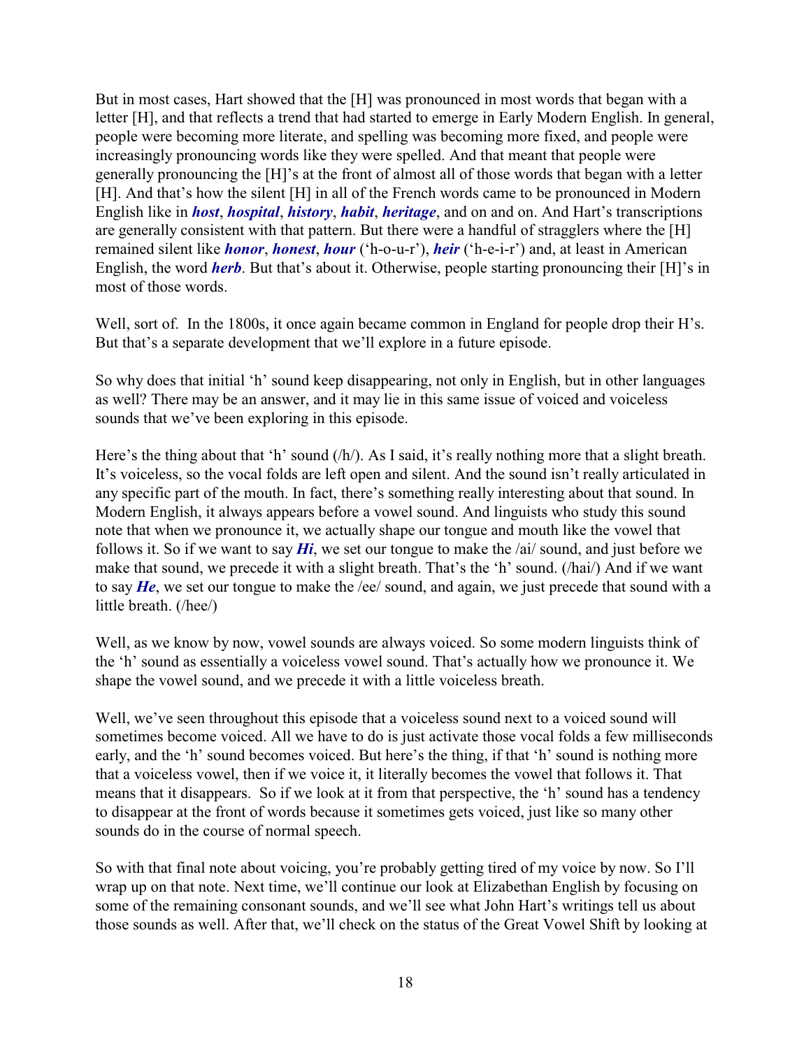But in most cases, Hart showed that the [H] was pronounced in most words that began with a letter [H], and that reflects a trend that had started to emerge in Early Modern English. In general, people were becoming more literate, and spelling was becoming more fixed, and people were increasingly pronouncing words like they were spelled. And that meant that people were generally pronouncing the [H]'s at the front of almost all of those words that began with a letter [H]. And that's how the silent [H] in all of the French words came to be pronounced in Modern English like in ***host***, ***hospital***, ***history***, ***habit***, ***heritage***, and on and on. And Hart's transcriptions are generally consistent with that pattern. But there were a handful of stragglers where the [H] remained silent like ***honor***, ***honest***, ***hour*** ('h-o-u-r'), ***heir*** ('h-e-i-r') and, at least in American English, the word ***herb***. But that's about it. Otherwise, people starting pronouncing their [H]'s in most of those words.

Well, sort of. In the 1800s, it once again became common in England for people drop their H's. But that's a separate development that we'll explore in a future episode.

So why does that initial 'h' sound keep disappearing, not only in English, but in other languages as well? There may be an answer, and it may lie in this same issue of voiced and voiceless sounds that we've been exploring in this episode.

Here's the thing about that 'h' sound (/h/). As I said, it's really nothing more that a slight breath. It's voiceless, so the vocal folds are left open and silent. And the sound isn't really articulated in any specific part of the mouth. In fact, there's something really interesting about that sound. In Modern English, it always appears before a vowel sound. And linguists who study this sound note that when we pronounce it, we actually shape our tongue and mouth like the vowel that follows it. So if we want to say ***Hi***, we set our tongue to make the /ai/ sound, and just before we make that sound, we precede it with a slight breath. That's the 'h' sound. (/hai/) And if we want to say ***He***, we set our tongue to make the /ee/ sound, and again, we just precede that sound with a little breath. (/hee/)

Well, as we know by now, vowel sounds are always voiced. So some modern linguists think of the 'h' sound as essentially a voiceless vowel sound. That's actually how we pronounce it. We shape the vowel sound, and we precede it with a little voiceless breath.

Well, we've seen throughout this episode that a voiceless sound next to a voiced sound will sometimes become voiced. All we have to do is just activate those vocal folds a few milliseconds early, and the 'h' sound becomes voiced. But here's the thing, if that 'h' sound is nothing more that a voiceless vowel, then if we voice it, it literally becomes the vowel that follows it. That means that it disappears. So if we look at it from that perspective, the 'h' sound has a tendency to disappear at the front of words because it sometimes gets voiced, just like so many other sounds do in the course of normal speech.

So with that final note about voicing, you're probably getting tired of my voice by now. So I'll wrap up on that note. Next time, we'll continue our look at Elizabethan English by focusing on some of the remaining consonant sounds, and we'll see what John Hart's writings tell us about those sounds as well. After that, we'll check on the status of the Great Vowel Shift by looking at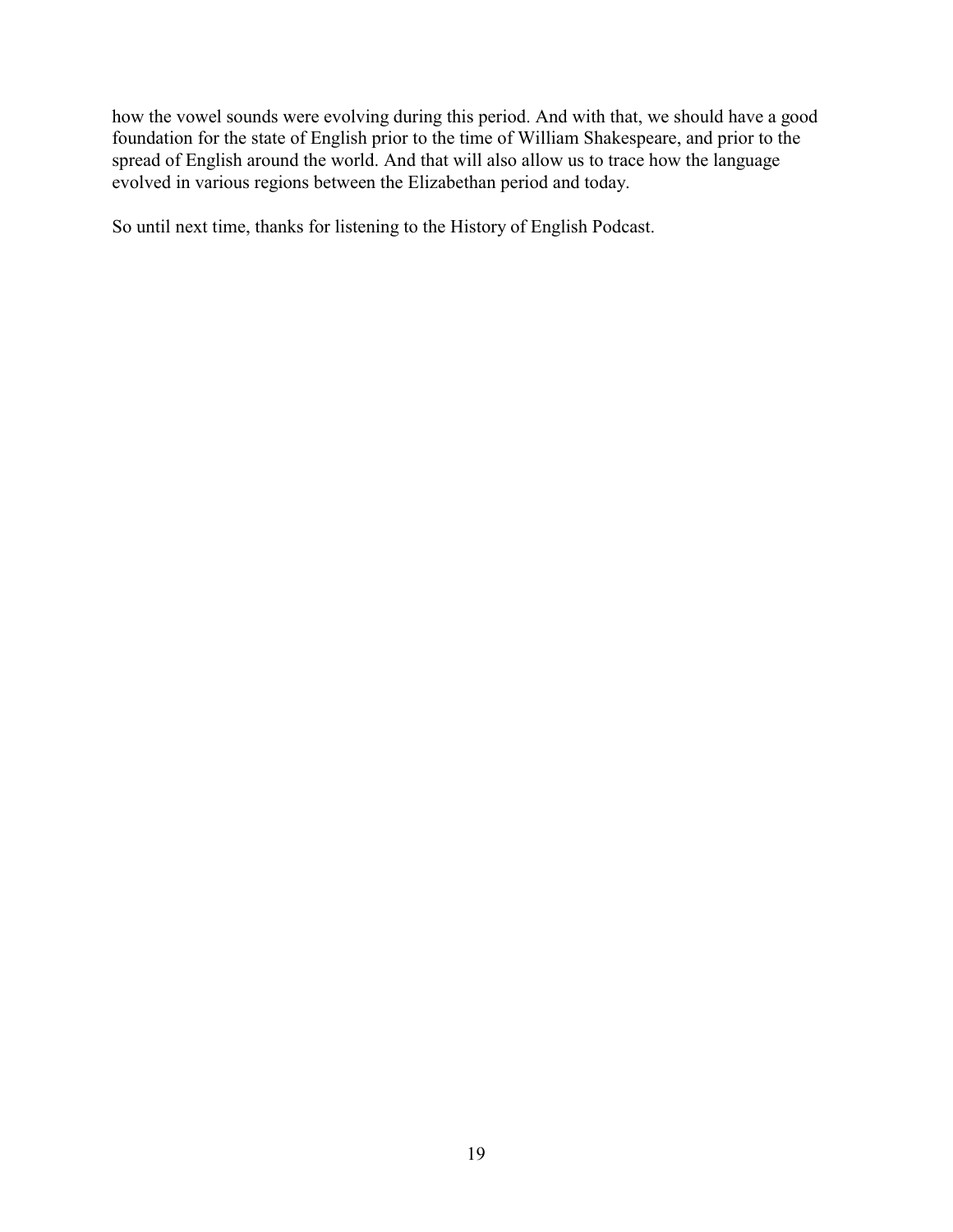how the vowel sounds were evolving during this period. And with that, we should have a good foundation for the state of English prior to the time of William Shakespeare, and prior to the spread of English around the world. And that will also allow us to trace how the language evolved in various regions between the Elizabethan period and today.

So until next time, thanks for listening to the History of English Podcast.